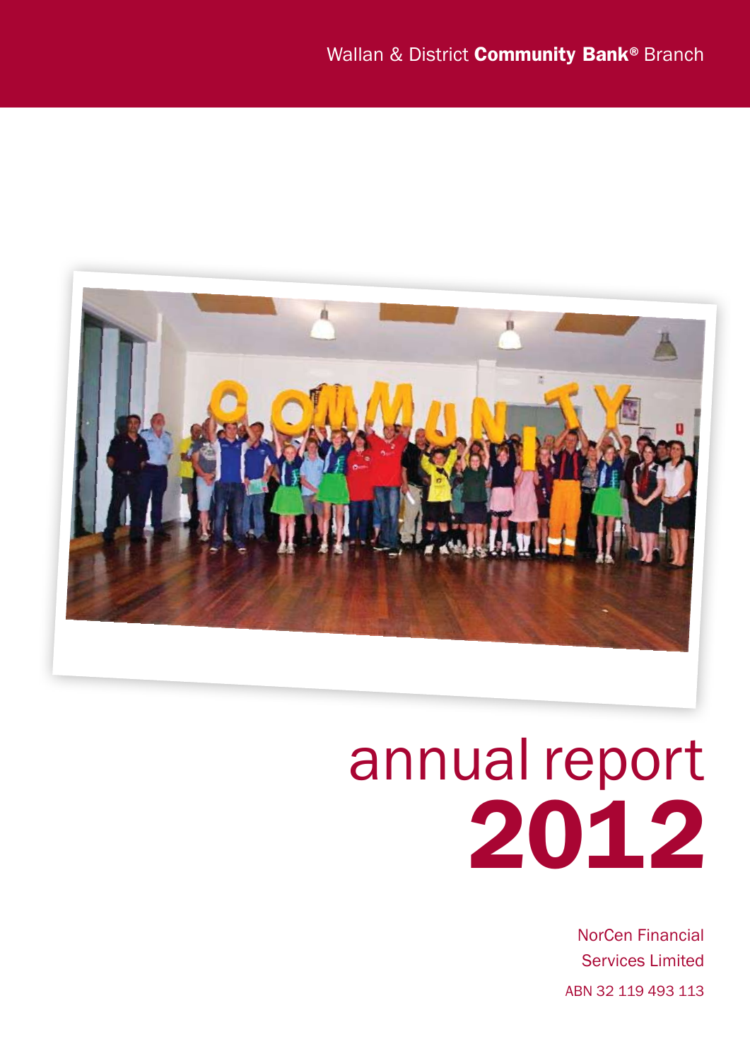Wallan & District **Community Bank®** Branch

# annual report 2012

NorCen Financial Services Limited

ABN 32 119 493 113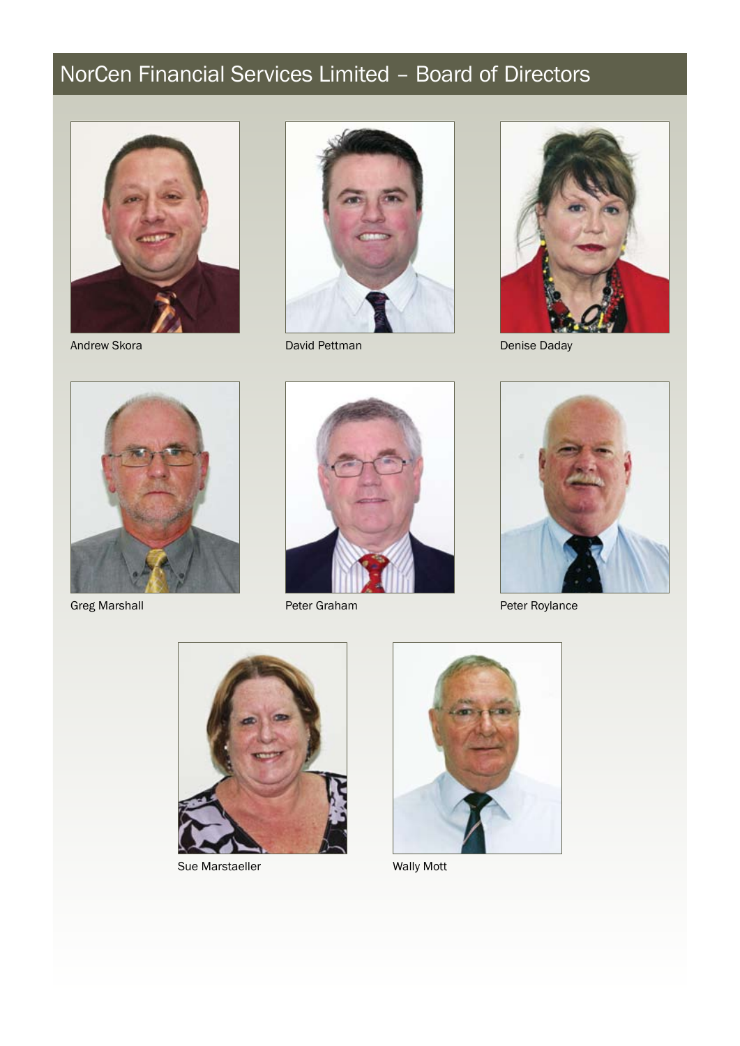# NorCen Financial Services Limited – Board of Directors

Andrew Skora

David Pettman

Denise Daday

Greg Marshall

Peter Graham

Peter Roylance

Sue Marstaeller

Wally Mott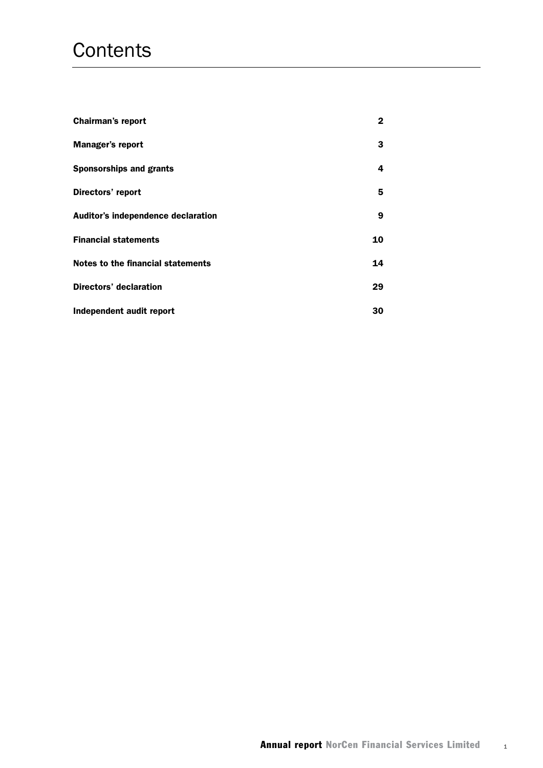# Contents

| | |
|---|---|
| **Chairman's report** | **2** |
| **Manager's report** | **3** |
| **Sponsorships and grants** | **4** |
| **Directors' report** | **5** |
| **Auditor's independence declaration** | **9** |
| **Financial statements** | **10** |
| **Notes to the financial statements** | **14** |
| **Directors' declaration** | **29** |
| **Independent audit report** | **30** |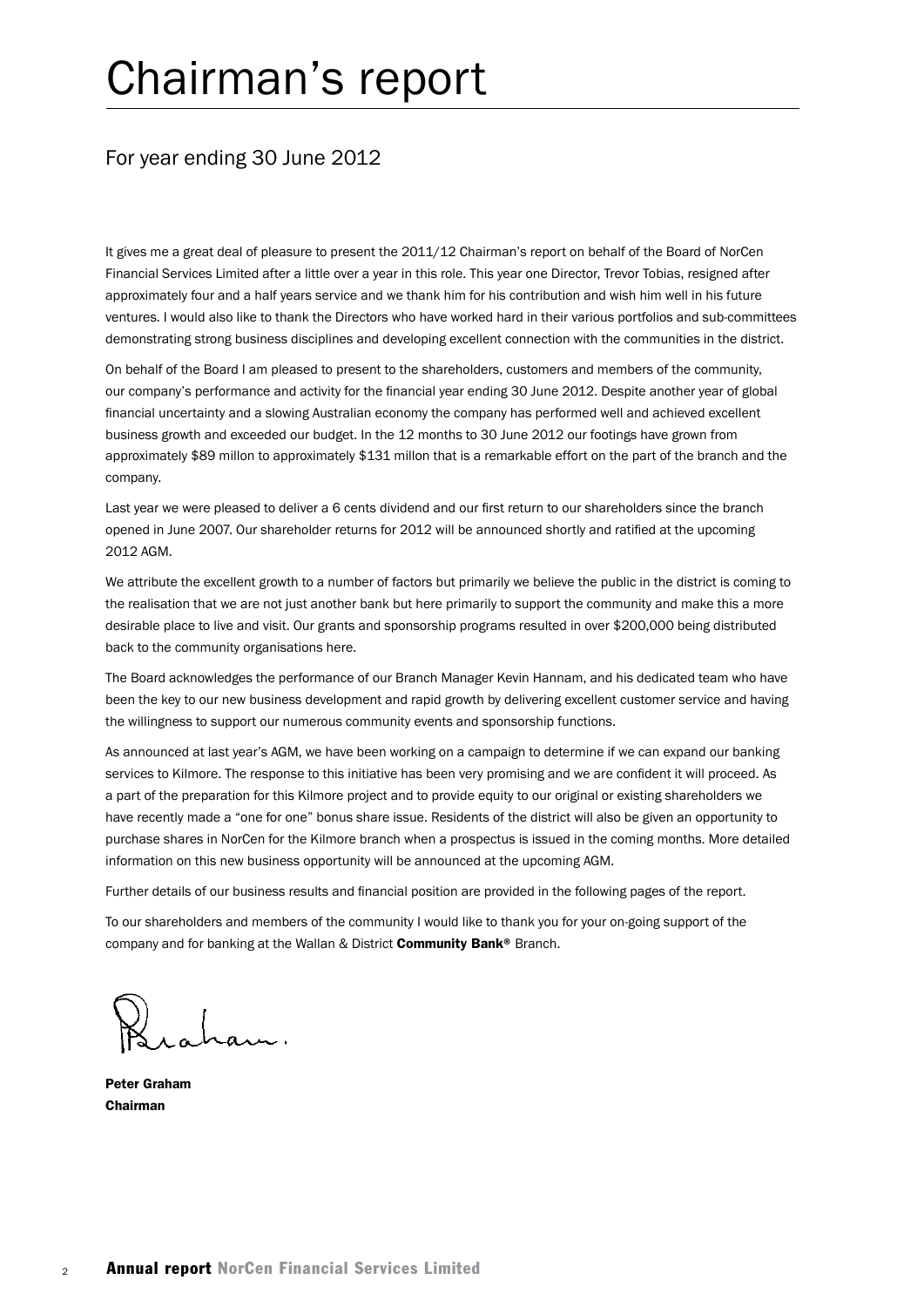# Chairman's report

## For year ending 30 June 2012

It gives me a great deal of pleasure to present the 2011/12 Chairman's report on behalf of the Board of NorCen Financial Services Limited after a little over a year in this role. This year one Director, Trevor Tobias, resigned after approximately four and a half years service and we thank him for his contribution and wish him well in his future ventures. I would also like to thank the Directors who have worked hard in their various portfolios and sub-committees demonstrating strong business disciplines and developing excellent connection with the communities in the district.

On behalf of the Board I am pleased to present to the shareholders, customers and members of the community, our company's performance and activity for the financial year ending 30 June 2012. Despite another year of global financial uncertainty and a slowing Australian economy the company has performed well and achieved excellent business growth and exceeded our budget. In the 12 months to 30 June 2012 our footings have grown from approximately $89 millon to approximately $131 millon that is a remarkable effort on the part of the branch and the company.

Last year we were pleased to deliver a 6 cents dividend and our first return to our shareholders since the branch opened in June 2007. Our shareholder returns for 2012 will be announced shortly and ratified at the upcoming 2012 AGM.

We attribute the excellent growth to a number of factors but primarily we believe the public in the district is coming to the realisation that we are not just another bank but here primarily to support the community and make this a more desirable place to live and visit. Our grants and sponsorship programs resulted in over $200,000 being distributed back to the community organisations here.

The Board acknowledges the performance of our Branch Manager Kevin Hannam, and his dedicated team who have been the key to our new business development and rapid growth by delivering excellent customer service and having the willingness to support our numerous community events and sponsorship functions.

As announced at last year's AGM, we have been working on a campaign to determine if we can expand our banking services to Kilmore. The response to this initiative has been very promising and we are confident it will proceed. As a part of the preparation for this Kilmore project and to provide equity to our original or existing shareholders we have recently made a "one for one" bonus share issue. Residents of the district will also be given an opportunity to purchase shares in NorCen for the Kilmore branch when a prospectus is issued in the coming months. More detailed information on this new business opportunity will be announced at the upcoming AGM.

Further details of our business results and financial position are provided in the following pages of the report.

To our shareholders and members of the community I would like to thank you for your on-going support of the company and for banking at the Wallan & District **Community Bank®** Branch.

**Peter Graham**
**Chairman**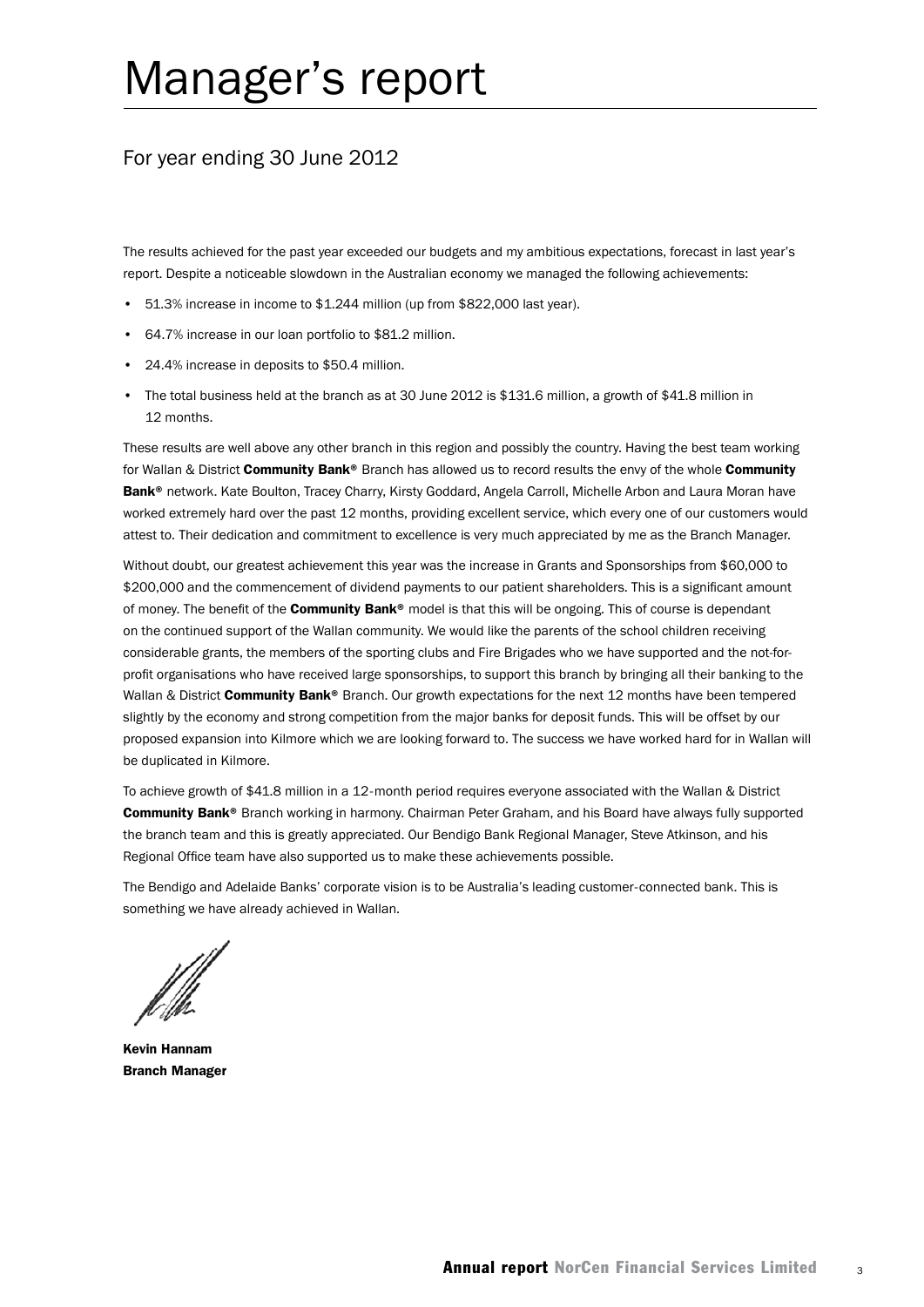# Manager's report

## For year ending 30 June 2012

The results achieved for the past year exceeded our budgets and my ambitious expectations, forecast in last year's report. Despite a noticeable slowdown in the Australian economy we managed the following achievements:

- 51.3% increase in income to $1.244 million (up from $822,000 last year).
- 64.7% increase in our loan portfolio to $81.2 million.
- 24.4% increase in deposits to $50.4 million.
- The total business held at the branch as at 30 June 2012 is $131.6 million, a growth of $41.8 million in 12 months.

These results are well above any other branch in this region and possibly the country. Having the best team working for Wallan & District **Community Bank®** Branch has allowed us to record results the envy of the whole **Community Bank®** network. Kate Boulton, Tracey Charry, Kirsty Goddard, Angela Carroll, Michelle Arbon and Laura Moran have worked extremely hard over the past 12 months, providing excellent service, which every one of our customers would attest to. Their dedication and commitment to excellence is very much appreciated by me as the Branch Manager.

Without doubt, our greatest achievement this year was the increase in Grants and Sponsorships from $60,000 to $200,000 and the commencement of dividend payments to our patient shareholders. This is a significant amount of money. The benefit of the **Community Bank®** model is that this will be ongoing. This of course is dependant on the continued support of the Wallan community. We would like the parents of the school children receiving considerable grants, the members of the sporting clubs and Fire Brigades who we have supported and the not-for-profit organisations who have received large sponsorships, to support this branch by bringing all their banking to the Wallan & District **Community Bank®** Branch. Our growth expectations for the next 12 months have been tempered slightly by the economy and strong competition from the major banks for deposit funds. This will be offset by our proposed expansion into Kilmore which we are looking forward to. The success we have worked hard for in Wallan will be duplicated in Kilmore.

To achieve growth of $41.8 million in a 12-month period requires everyone associated with the Wallan & District **Community Bank®** Branch working in harmony. Chairman Peter Graham, and his Board have always fully supported the branch team and this is greatly appreciated. Our Bendigo Bank Regional Manager, Steve Atkinson, and his Regional Office team have also supported us to make these achievements possible.

The Bendigo and Adelaide Banks' corporate vision is to be Australia's leading customer-connected bank. This is something we have already achieved in Wallan.

**Kevin Hannam**
**Branch Manager**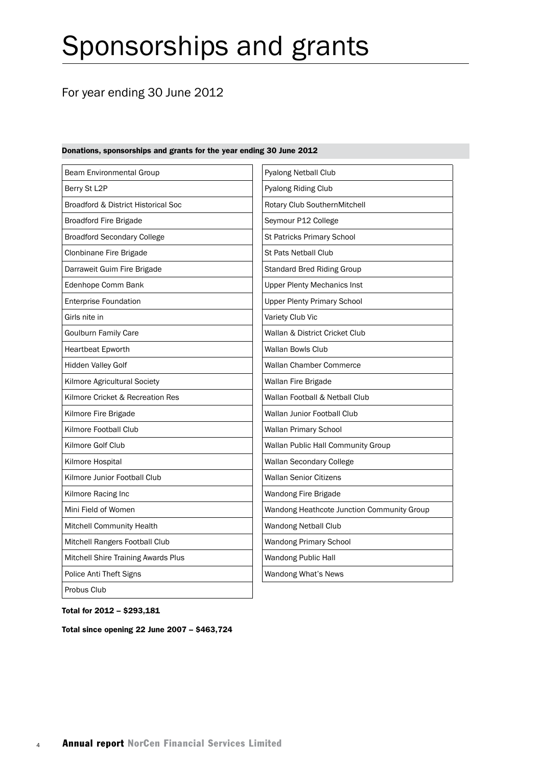# Sponsorships and grants

## For year ending 30 June 2012

**Donations, sponsorships and grants for the year ending 30 June 2012**

| | |
|---|---|
| Beam Environmental Group | Pyalong Netball Club |
| Berry St L2P | Pyalong Riding Club |
| Broadford & District Historical Soc | Rotary Club SouthernMitchell |
| Broadford Fire Brigade | Seymour P12 College |
| Broadford Secondary College | St Patricks Primary School |
| Clonbinane Fire Brigade | St Pats Netball Club |
| Darraweit Guim Fire Brigade | Standard Bred Riding Group |
| Edenhope Comm Bank | Upper Plenty Mechanics Inst |
| Enterprise Foundation | Upper Plenty Primary School |
| Girls nite in | Variety Club Vic |
| Goulburn Family Care | Wallan & District Cricket Club |
| Heartbeat Epworth | Wallan Bowls Club |
| Hidden Valley Golf | Wallan Chamber Commerce |
| Kilmore Agricultural Society | Wallan Fire Brigade |
| Kilmore Cricket & Recreation Res | Wallan Football & Netball Club |
| Kilmore Fire Brigade | Wallan Junior Football Club |
| Kilmore Football Club | Wallan Primary School |
| Kilmore Golf Club | Wallan Public Hall Community Group |
| Kilmore Hospital | Wallan Secondary College |
| Kilmore Junior Football Club | Wallan Senior Citizens |
| Kilmore Racing Inc | Wandong Fire Brigade |
| Mini Field of Women | Wandong Heathcote Junction Community Group |
| Mitchell Community Health | Wandong Netball Club |
| Mitchell Rangers Football Club | Wandong Primary School |
| Mitchell Shire Training Awards Plus | Wandong Public Hall |
| Police Anti Theft Signs | Wandong What's News |
| Probus Club | |

**Total for 2012 – $293,181**

**Total since opening 22 June 2007 – $463,724**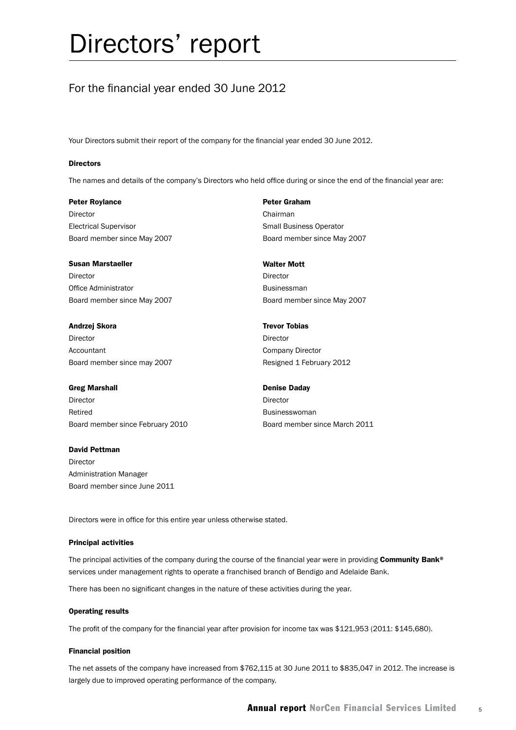# Directors' report

## For the financial year ended 30 June 2012

Your Directors submit their report of the company for the financial year ended 30 June 2012.

### Directors

The names and details of the company's Directors who held office during or since the end of the financial year are:

**Peter Roylance**
Director
Electrical Supervisor
Board member since May 2007

**Susan Marstaeller**
Director
Office Administrator
Board member since May 2007

**Andrzej Skora**
Director
Accountant
Board member since may 2007

**Greg Marshall**
Director
Retired
Board member since February 2010

**David Pettman**
Director
Administration Manager
Board member since June 2011

**Peter Graham**
Chairman
Small Business Operator
Board member since May 2007

**Walter Mott**
Director
Businessman
Board member since May 2007

**Trevor Tobias**
Director
Company Director
Resigned 1 February 2012

**Denise Daday**
Director
Businesswoman
Board member since March 2011

Directors were in office for this entire year unless otherwise stated.

### Principal activities

The principal activities of the company during the course of the financial year were in providing **Community Bank®** services under management rights to operate a franchised branch of Bendigo and Adelaide Bank.

There has been no significant changes in the nature of these activities during the year.

### Operating results

The profit of the company for the financial year after provision for income tax was $121,953 (2011: $145,680).

### Financial position

The net assets of the company have increased from $762,115 at 30 June 2011 to $835,047 in 2012. The increase is largely due to improved operating performance of the company.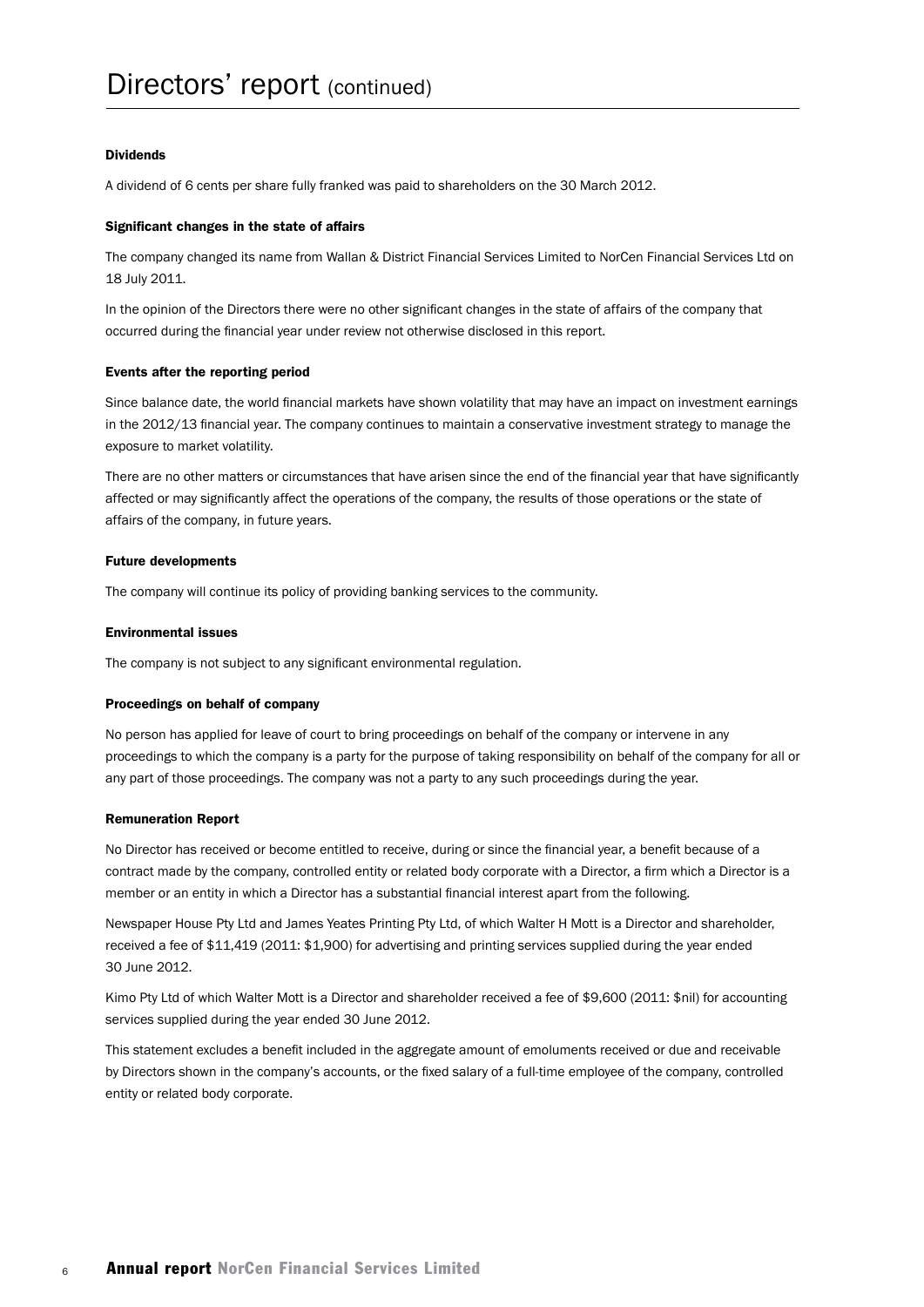# Directors' report (continued)

### Dividends

A dividend of 6 cents per share fully franked was paid to shareholders on the 30 March 2012.

### Significant changes in the state of affairs

The company changed its name from Wallan & District Financial Services Limited to NorCen Financial Services Ltd on 18 July 2011.

In the opinion of the Directors there were no other significant changes in the state of affairs of the company that occurred during the financial year under review not otherwise disclosed in this report.

### Events after the reporting period

Since balance date, the world financial markets have shown volatility that may have an impact on investment earnings in the 2012/13 financial year. The company continues to maintain a conservative investment strategy to manage the exposure to market volatility.

There are no other matters or circumstances that have arisen since the end of the financial year that have significantly affected or may significantly affect the operations of the company, the results of those operations or the state of affairs of the company, in future years.

### Future developments

The company will continue its policy of providing banking services to the community.

### Environmental issues

The company is not subject to any significant environmental regulation.

### Proceedings on behalf of company

No person has applied for leave of court to bring proceedings on behalf of the company or intervene in any proceedings to which the company is a party for the purpose of taking responsibility on behalf of the company for all or any part of those proceedings. The company was not a party to any such proceedings during the year.

### Remuneration Report

No Director has received or become entitled to receive, during or since the financial year, a benefit because of a contract made by the company, controlled entity or related body corporate with a Director, a firm which a Director is a member or an entity in which a Director has a substantial financial interest apart from the following.

Newspaper House Pty Ltd and James Yeates Printing Pty Ltd, of which Walter H Mott is a Director and shareholder, received a fee of $11,419 (2011: $1,900) for advertising and printing services supplied during the year ended 30 June 2012.

Kimo Pty Ltd of which Walter Mott is a Director and shareholder received a fee of $9,600 (2011: $nil) for accounting services supplied during the year ended 30 June 2012.

This statement excludes a benefit included in the aggregate amount of emoluments received or due and receivable by Directors shown in the company's accounts, or the fixed salary of a full-time employee of the company, controlled entity or related body corporate.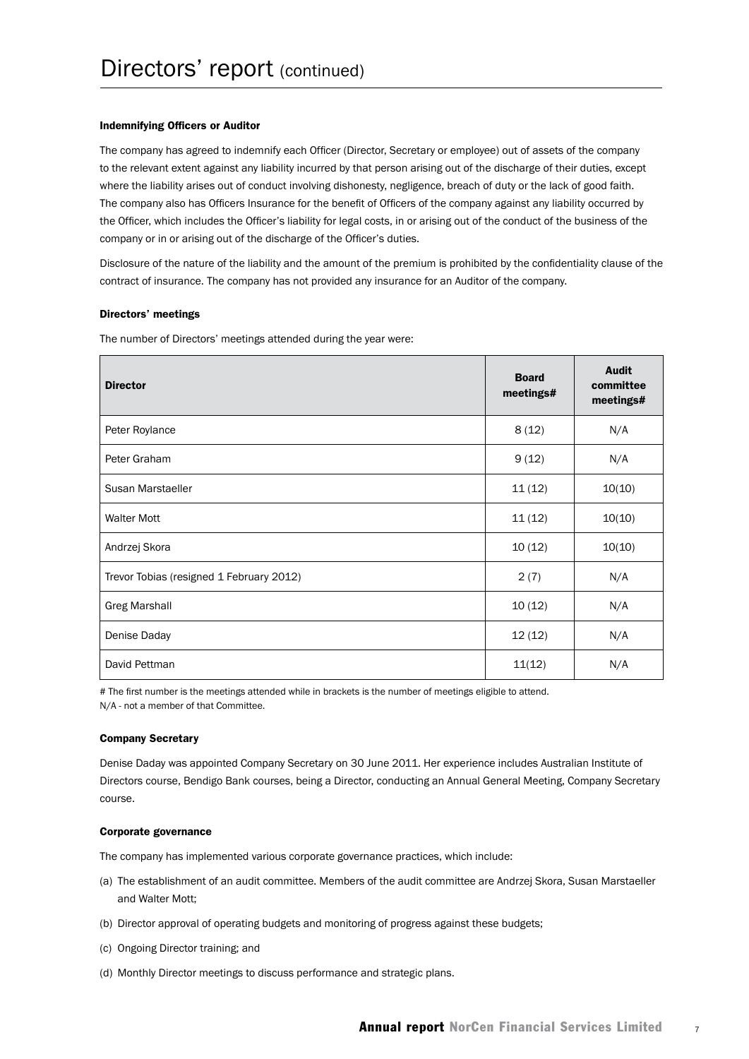# Directors' report (continued)

### Indemnifying Officers or Auditor

The company has agreed to indemnify each Officer (Director, Secretary or employee) out of assets of the company to the relevant extent against any liability incurred by that person arising out of the discharge of their duties, except where the liability arises out of conduct involving dishonesty, negligence, breach of duty or the lack of good faith. The company also has Officers Insurance for the benefit of Officers of the company against any liability occurred by the Officer, which includes the Officer's liability for legal costs, in or arising out of the conduct of the business of the company or in or arising out of the discharge of the Officer's duties.

Disclosure of the nature of the liability and the amount of the premium is prohibited by the confidentiality clause of the contract of insurance. The company has not provided any insurance for an Auditor of the company.

### Directors' meetings

The number of Directors' meetings attended during the year were:

| Director | Board meetings# | Audit committee meetings# |
|---|---|---|
| Peter Roylance | 8 (12) | N/A |
| Peter Graham | 9 (12) | N/A |
| Susan Marstaeller | 11 (12) | 10(10) |
| Walter Mott | 11 (12) | 10(10) |
| Andrzej Skora | 10 (12) | 10(10) |
| Trevor Tobias (resigned 1 February 2012) | 2 (7) | N/A |
| Greg Marshall | 10 (12) | N/A |
| Denise Daday | 12 (12) | N/A |
| David Pettman | 11(12) | N/A |

\# The first number is the meetings attended while in brackets is the number of meetings eligible to attend.
N/A - not a member of that Committee.

### Company Secretary

Denise Daday was appointed Company Secretary on 30 June 2011. Her experience includes Australian Institute of Directors course, Bendigo Bank courses, being a Director, conducting an Annual General Meeting, Company Secretary course.

### Corporate governance

The company has implemented various corporate governance practices, which include:

(a) The establishment of an audit committee. Members of the audit committee are Andrzej Skora, Susan Marstaeller and Walter Mott;

(b) Director approval of operating budgets and monitoring of progress against these budgets;

(c) Ongoing Director training; and

(d) Monthly Director meetings to discuss performance and strategic plans.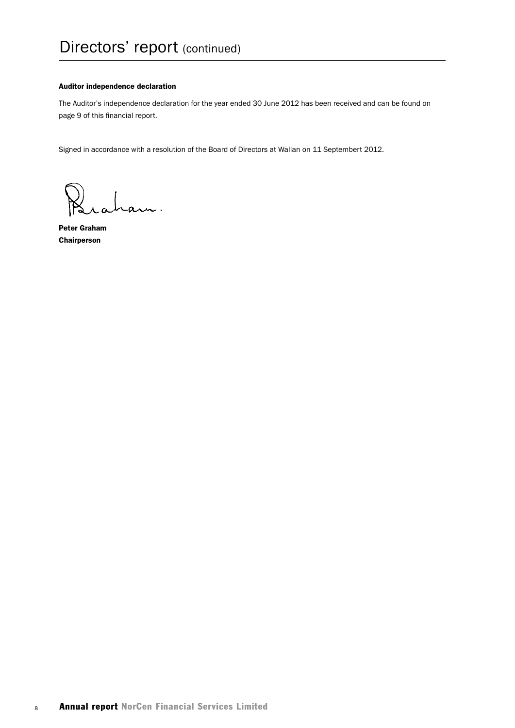# Directors' report (continued)

**Auditor independence declaration**

The Auditor's independence declaration for the year ended 30 June 2012 has been received and can be found on page 9 of this financial report.

Signed in accordance with a resolution of the Board of Directors at Wallan on 11 Septembert 2012.

**Peter Graham**
**Chairperson**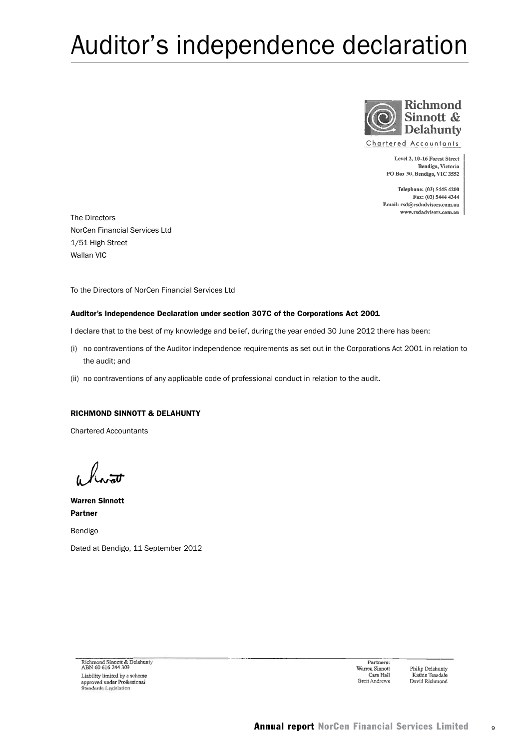# Auditor's independence declaration

Richmond Sinnott & Delahunty
Chartered Accountants

Level 2, 10-16 Forest Street
Bendigo, Victoria
PO Box 30, Bendigo, VIC 3552

Telephone: (03) 5445 4200
Fax: (03) 5444 4344
Email: rsd@rsdadvisors.com.au
www.rsdadvisors.com.au

The Directors
NorCen Financial Services Ltd
1/51 High Street
Wallan VIC

To the Directors of NorCen Financial Services Ltd

**Auditor's Independence Declaration under section 307C of the Corporations Act 2001**

I declare that to the best of my knowledge and belief, during the year ended 30 June 2012 there has been:

(i) no contraventions of the Auditor independence requirements as set out in the Corporations Act 2001 in relation to the audit; and

(ii) no contraventions of any applicable code of professional conduct in relation to the audit.

**RICHMOND SINNOTT & DELAHUNTY**

Chartered Accountants

**Warren Sinnott**
**Partner**

Bendigo

Dated at Bendigo, 11 September 2012

Richmond Sinnott & Delahunty
ABN 60 616 244 309
Liability limited by a scheme approved under Professional Standards Legislation

Partners:
Warren Sinnott, Cara Hall, Brett Andrews, Philip Delahunty, Kathie Teasdale, David Richmond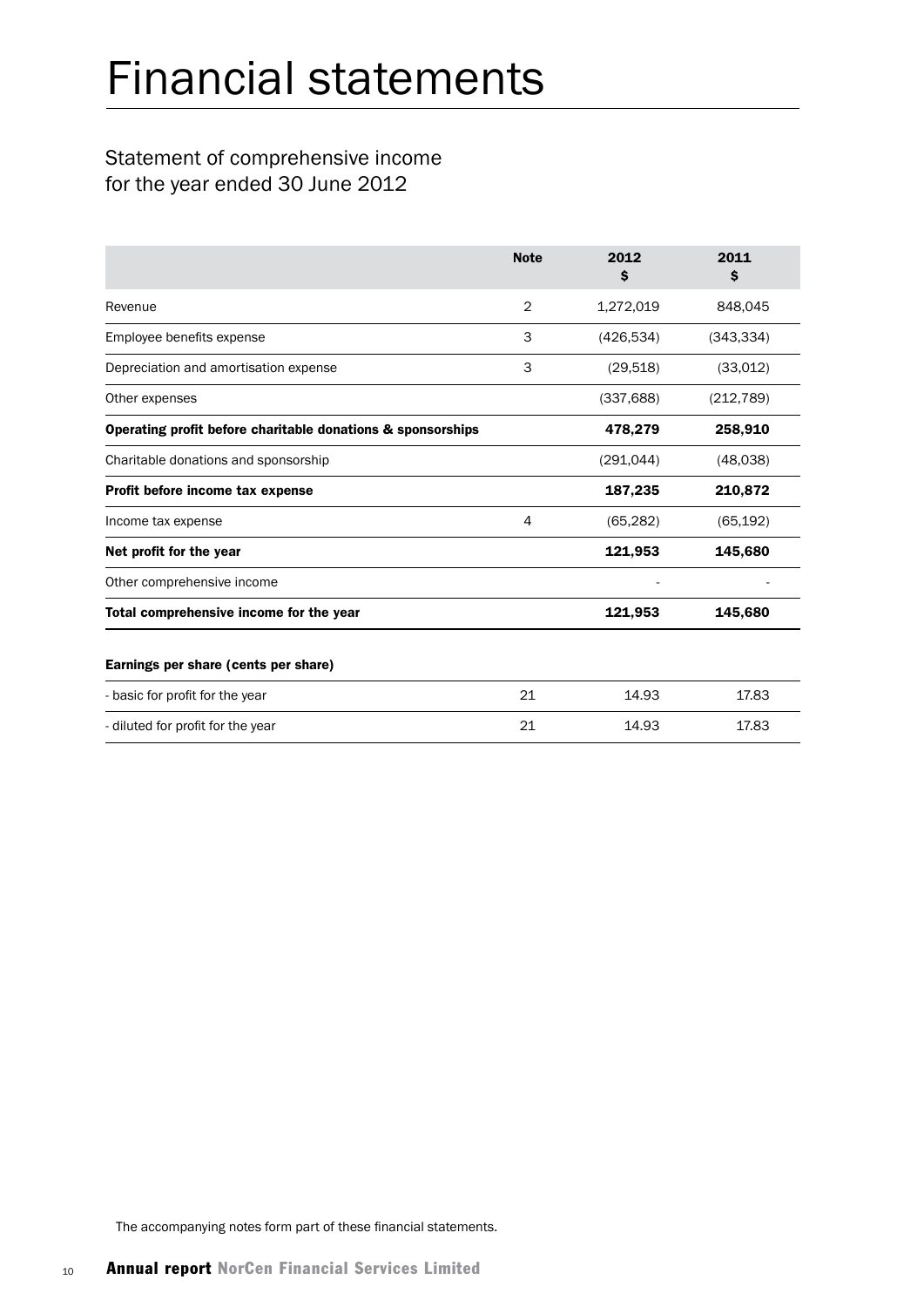# Financial statements

## Statement of comprehensive income for the year ended 30 June 2012

| | Note | 2012 $ | 2011 $ |
|---|---|---|---|
| Revenue | 2 | 1,272,019 | 848,045 |
| Employee benefits expense | 3 | (426,534) | (343,334) |
| Depreciation and amortisation expense | 3 | (29,518) | (33,012) |
| Other expenses | | (337,688) | (212,789) |
| **Operating profit before charitable donations & sponsorships** | | **478,279** | **258,910** |
| Charitable donations and sponsorship | | (291,044) | (48,038) |
| **Profit before income tax expense** | | **187,235** | **210,872** |
| Income tax expense | 4 | (65,282) | (65,192) |
| **Net profit for the year** | | **121,953** | **145,680** |
| Other comprehensive income | | - | - |
| **Total comprehensive income for the year** | | **121,953** | **145,680** |
| **Earnings per share (cents per share)** | | | |
| - basic for profit for the year | 21 | 14.93 | 17.83 |
| - diluted for profit for the year | 21 | 14.93 | 17.83 |

The accompanying notes form part of these financial statements.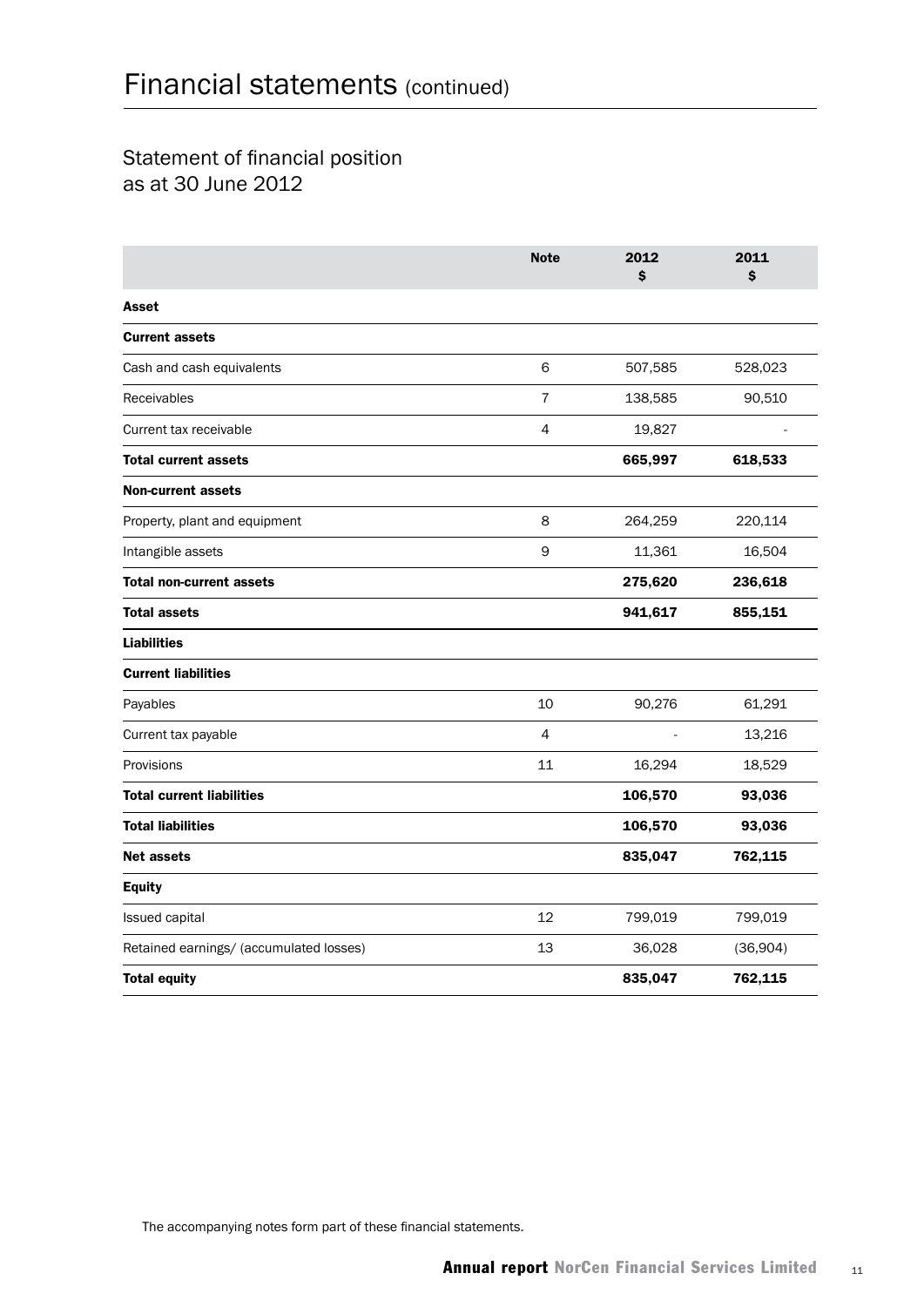# Financial statements (continued)

## Statement of financial position as at 30 June 2012

| | Note | 2012 $ | 2011 $ |
|---|---|---|---|
| **Asset** | | | |
| **Current assets** | | | |
| Cash and cash equivalents | 6 | 507,585 | 528,023 |
| Receivables | 7 | 138,585 | 90,510 |
| Current tax receivable | 4 | 19,827 | - |
| **Total current assets** | | **665,997** | **618,533** |
| **Non-current assets** | | | |
| Property, plant and equipment | 8 | 264,259 | 220,114 |
| Intangible assets | 9 | 11,361 | 16,504 |
| **Total non-current assets** | | **275,620** | **236,618** |
| **Total assets** | | **941,617** | **855,151** |
| **Liabilities** | | | |
| **Current liabilities** | | | |
| Payables | 10 | 90,276 | 61,291 |
| Current tax payable | 4 | - | 13,216 |
| Provisions | 11 | 16,294 | 18,529 |
| **Total current liabilities** | | **106,570** | **93,036** |
| **Total liabilities** | | **106,570** | **93,036** |
| **Net assets** | | **835,047** | **762,115** |
| **Equity** | | | |
| Issued capital | 12 | 799,019 | 799,019 |
| Retained earnings/ (accumulated losses) | 13 | 36,028 | (36,904) |
| **Total equity** | | **835,047** | **762,115** |

The accompanying notes form part of these financial statements.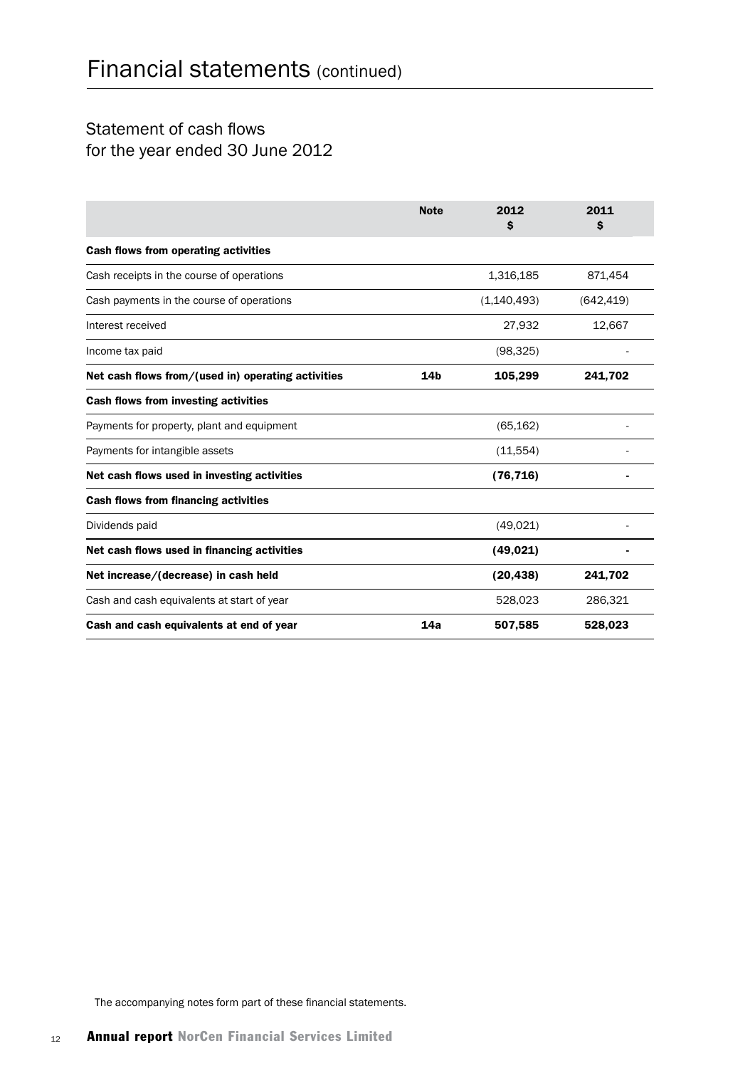# Financial statements (continued)

## Statement of cash flows for the year ended 30 June 2012

| | Note | 2012 $ | 2011 $ |
|---|---|---|---|
| **Cash flows from operating activities** | | | |
| Cash receipts in the course of operations | | 1,316,185 | 871,454 |
| Cash payments in the course of operations | | (1,140,493) | (642,419) |
| Interest received | | 27,932 | 12,667 |
| Income tax paid | | (98,325) | - |
| **Net cash flows from/(used in) operating activities** | **14b** | **105,299** | **241,702** |
| **Cash flows from investing activities** | | | |
| Payments for property, plant and equipment | | (65,162) | - |
| Payments for intangible assets | | (11,554) | - |
| **Net cash flows used in investing activities** | | **(76,716)** | **-** |
| **Cash flows from financing activities** | | | |
| Dividends paid | | (49,021) | - |
| **Net cash flows used in financing activities** | | **(49,021)** | **-** |
| **Net increase/(decrease) in cash held** | | **(20,438)** | **241,702** |
| Cash and cash equivalents at start of year | | 528,023 | 286,321 |
| **Cash and cash equivalents at end of year** | **14a** | **507,585** | **528,023** |

The accompanying notes form part of these financial statements.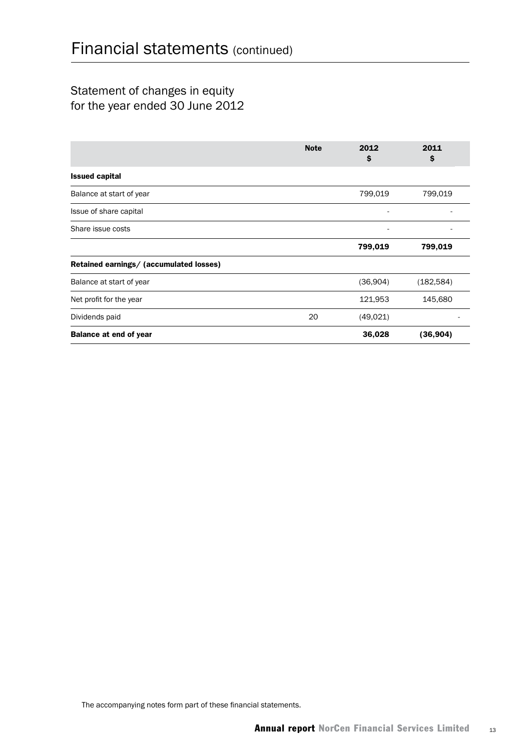# Financial statements (continued)

## Statement of changes in equity for the year ended 30 June 2012

| | Note | 2012 $ | 2011 $ |
|---|---|---|---|
| **Issued capital** | | | |
| Balance at start of year | | 799,019 | 799,019 |
| Issue of share capital | | - | - |
| Share issue costs | | - | - |
| | | **799,019** | **799,019** |
| **Retained earnings/ (accumulated losses)** | | | |
| Balance at start of year | | (36,904) | (182,584) |
| Net profit for the year | | 121,953 | 145,680 |
| Dividends paid | 20 | (49,021) | - |
| **Balance at end of year** | | **36,028** | **(36,904)** |

The accompanying notes form part of these financial statements.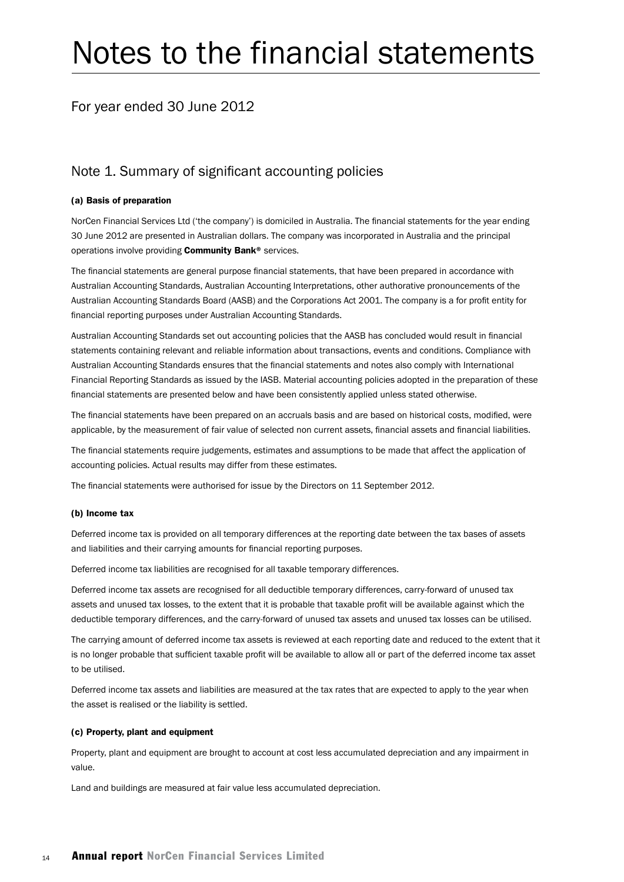# Notes to the financial statements

For year ended 30 June 2012

## Note 1. Summary of significant accounting policies

### (a) Basis of preparation

NorCen Financial Services Ltd ('the company') is domiciled in Australia. The financial statements for the year ending 30 June 2012 are presented in Australian dollars. The company was incorporated in Australia and the principal operations involve providing **Community Bank®** services.

The financial statements are general purpose financial statements, that have been prepared in accordance with Australian Accounting Standards, Australian Accounting Interpretations, other authorative pronouncements of the Australian Accounting Standards Board (AASB) and the Corporations Act 2001. The company is a for profit entity for financial reporting purposes under Australian Accounting Standards.

Australian Accounting Standards set out accounting policies that the AASB has concluded would result in financial statements containing relevant and reliable information about transactions, events and conditions. Compliance with Australian Accounting Standards ensures that the financial statements and notes also comply with International Financial Reporting Standards as issued by the IASB. Material accounting policies adopted in the preparation of these financial statements are presented below and have been consistently applied unless stated otherwise.

The financial statements have been prepared on an accruals basis and are based on historical costs, modified, were applicable, by the measurement of fair value of selected non current assets, financial assets and financial liabilities.

The financial statements require judgements, estimates and assumptions to be made that affect the application of accounting policies. Actual results may differ from these estimates.

The financial statements were authorised for issue by the Directors on 11 September 2012.

### (b) Income tax

Deferred income tax is provided on all temporary differences at the reporting date between the tax bases of assets and liabilities and their carrying amounts for financial reporting purposes.

Deferred income tax liabilities are recognised for all taxable temporary differences.

Deferred income tax assets are recognised for all deductible temporary differences, carry-forward of unused tax assets and unused tax losses, to the extent that it is probable that taxable profit will be available against which the deductible temporary differences, and the carry-forward of unused tax assets and unused tax losses can be utilised.

The carrying amount of deferred income tax assets is reviewed at each reporting date and reduced to the extent that it is no longer probable that sufficient taxable profit will be available to allow all or part of the deferred income tax asset to be utilised.

Deferred income tax assets and liabilities are measured at the tax rates that are expected to apply to the year when the asset is realised or the liability is settled.

### (c) Property, plant and equipment

Property, plant and equipment are brought to account at cost less accumulated depreciation and any impairment in value.

Land and buildings are measured at fair value less accumulated depreciation.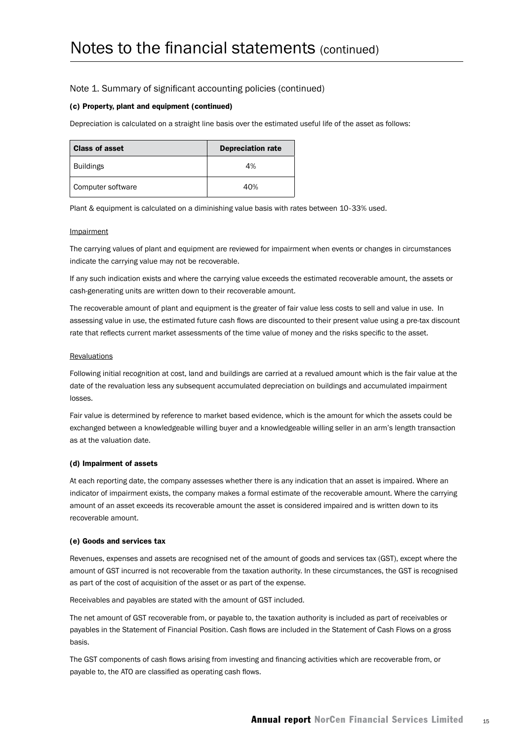# Notes to the financial statements (continued)

## Note 1. Summary of significant accounting policies (continued)

### (c) Property, plant and equipment (continued)

Depreciation is calculated on a straight line basis over the estimated useful life of the asset as follows:

| Class of asset | Depreciation rate |
|---|---|
| Buildings | 4% |
| Computer software | 40% |

Plant & equipment is calculated on a diminishing value basis with rates between 10-33% used.

Impairment

The carrying values of plant and equipment are reviewed for impairment when events or changes in circumstances indicate the carrying value may not be recoverable.

If any such indication exists and where the carrying value exceeds the estimated recoverable amount, the assets or cash-generating units are written down to their recoverable amount.

The recoverable amount of plant and equipment is the greater of fair value less costs to sell and value in use. In assessing value in use, the estimated future cash flows are discounted to their present value using a pre-tax discount rate that reflects current market assessments of the time value of money and the risks specific to the asset.

Revaluations

Following initial recognition at cost, land and buildings are carried at a revalued amount which is the fair value at the date of the revaluation less any subsequent accumulated depreciation on buildings and accumulated impairment losses.

Fair value is determined by reference to market based evidence, which is the amount for which the assets could be exchanged between a knowledgeable willing buyer and a knowledgeable willing seller in an arm's length transaction as at the valuation date.

### (d) Impairment of assets

At each reporting date, the company assesses whether there is any indication that an asset is impaired. Where an indicator of impairment exists, the company makes a formal estimate of the recoverable amount. Where the carrying amount of an asset exceeds its recoverable amount the asset is considered impaired and is written down to its recoverable amount.

### (e) Goods and services tax

Revenues, expenses and assets are recognised net of the amount of goods and services tax (GST), except where the amount of GST incurred is not recoverable from the taxation authority. In these circumstances, the GST is recognised as part of the cost of acquisition of the asset or as part of the expense.

Receivables and payables are stated with the amount of GST included.

The net amount of GST recoverable from, or payable to, the taxation authority is included as part of receivables or payables in the Statement of Financial Position. Cash flows are included in the Statement of Cash Flows on a gross basis.

The GST components of cash flows arising from investing and financing activities which are recoverable from, or payable to, the ATO are classified as operating cash flows.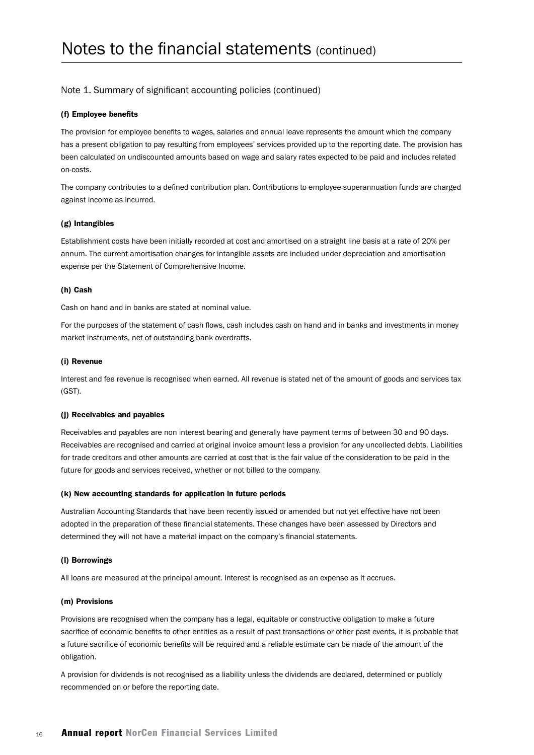# Notes to the financial statements (continued)

## Note 1. Summary of significant accounting policies (continued)

### (f) Employee benefits

The provision for employee benefits to wages, salaries and annual leave represents the amount which the company has a present obligation to pay resulting from employees' services provided up to the reporting date. The provision has been calculated on undiscounted amounts based on wage and salary rates expected to be paid and includes related on-costs.

The company contributes to a defined contribution plan. Contributions to employee superannuation funds are charged against income as incurred.

### (g) Intangibles

Establishment costs have been initially recorded at cost and amortised on a straight line basis at a rate of 20% per annum. The current amortisation changes for intangible assets are included under depreciation and amortisation expense per the Statement of Comprehensive Income.

### (h) Cash

Cash on hand and in banks are stated at nominal value.

For the purposes of the statement of cash flows, cash includes cash on hand and in banks and investments in money market instruments, net of outstanding bank overdrafts.

### (i) Revenue

Interest and fee revenue is recognised when earned. All revenue is stated net of the amount of goods and services tax (GST).

### (j) Receivables and payables

Receivables and payables are non interest bearing and generally have payment terms of between 30 and 90 days. Receivables are recognised and carried at original invoice amount less a provision for any uncollected debts. Liabilities for trade creditors and other amounts are carried at cost that is the fair value of the consideration to be paid in the future for goods and services received, whether or not billed to the company.

### (k) New accounting standards for application in future periods

Australian Accounting Standards that have been recently issued or amended but not yet effective have not been adopted in the preparation of these financial statements. These changes have been assessed by Directors and determined they will not have a material impact on the company's financial statements.

### (l) Borrowings

All loans are measured at the principal amount. Interest is recognised as an expense as it accrues.

### (m) Provisions

Provisions are recognised when the company has a legal, equitable or constructive obligation to make a future sacrifice of economic benefits to other entities as a result of past transactions or other past events, it is probable that a future sacrifice of economic benefits will be required and a reliable estimate can be made of the amount of the obligation.

A provision for dividends is not recognised as a liability unless the dividends are declared, determined or publicly recommended on or before the reporting date.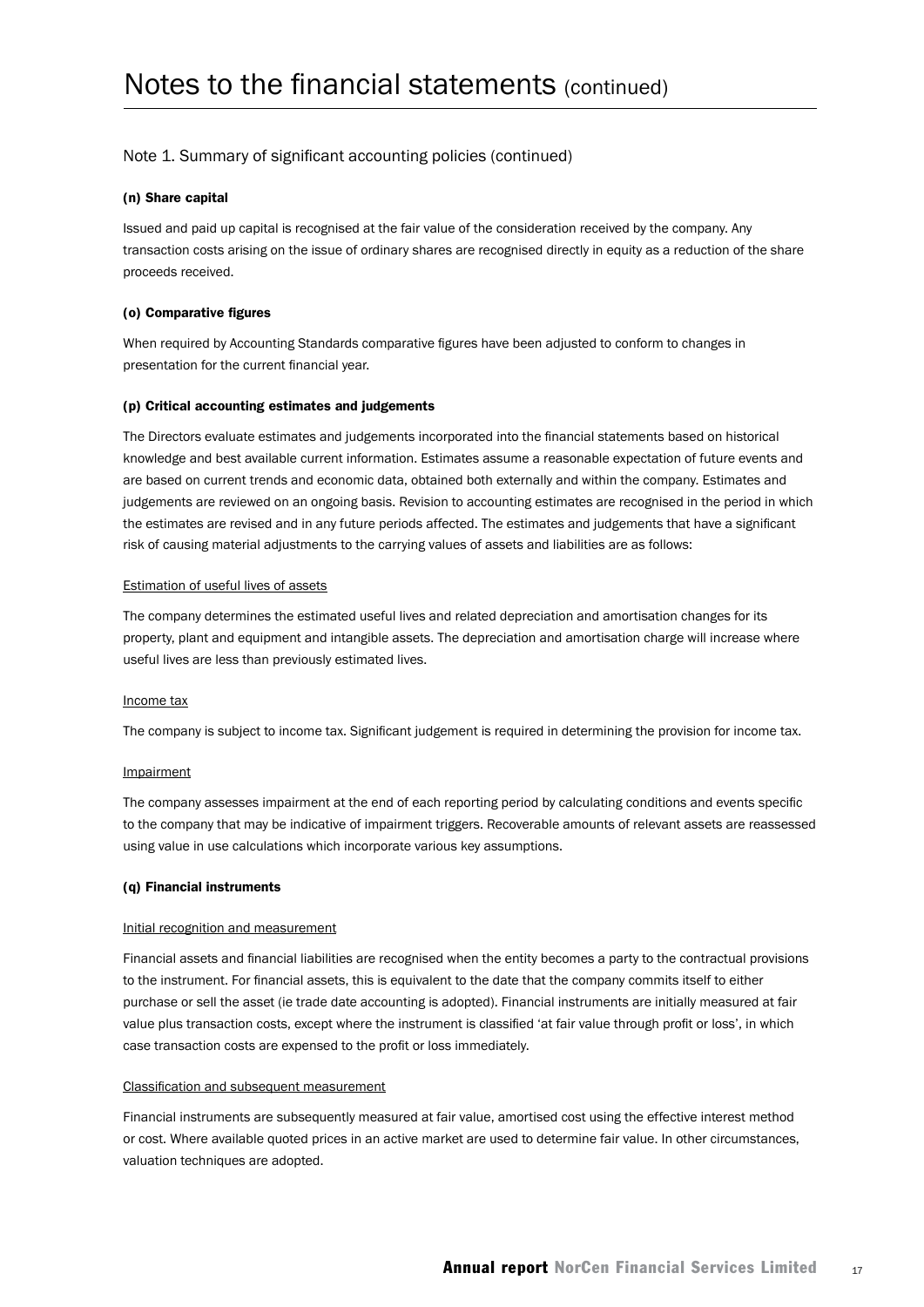# Notes to the financial statements (continued)

## Note 1. Summary of significant accounting policies (continued)

### (n) Share capital

Issued and paid up capital is recognised at the fair value of the consideration received by the company. Any transaction costs arising on the issue of ordinary shares are recognised directly in equity as a reduction of the share proceeds received.

### (o) Comparative figures

When required by Accounting Standards comparative figures have been adjusted to conform to changes in presentation for the current financial year.

### (p) Critical accounting estimates and judgements

The Directors evaluate estimates and judgements incorporated into the financial statements based on historical knowledge and best available current information. Estimates assume a reasonable expectation of future events and are based on current trends and economic data, obtained both externally and within the company. Estimates and judgements are reviewed on an ongoing basis. Revision to accounting estimates are recognised in the period in which the estimates are revised and in any future periods affected. The estimates and judgements that have a significant risk of causing material adjustments to the carrying values of assets and liabilities are as follows:

Estimation of useful lives of assets

The company determines the estimated useful lives and related depreciation and amortisation changes for its property, plant and equipment and intangible assets. The depreciation and amortisation charge will increase where useful lives are less than previously estimated lives.

Income tax

The company is subject to income tax. Significant judgement is required in determining the provision for income tax.

Impairment

The company assesses impairment at the end of each reporting period by calculating conditions and events specific to the company that may be indicative of impairment triggers. Recoverable amounts of relevant assets are reassessed using value in use calculations which incorporate various key assumptions.

### (q) Financial instruments

Initial recognition and measurement

Financial assets and financial liabilities are recognised when the entity becomes a party to the contractual provisions to the instrument. For financial assets, this is equivalent to the date that the company commits itself to either purchase or sell the asset (ie trade date accounting is adopted). Financial instruments are initially measured at fair value plus transaction costs, except where the instrument is classified 'at fair value through profit or loss', in which case transaction costs are expensed to the profit or loss immediately.

Classification and subsequent measurement

Financial instruments are subsequently measured at fair value, amortised cost using the effective interest method or cost. Where available quoted prices in an active market are used to determine fair value. In other circumstances, valuation techniques are adopted.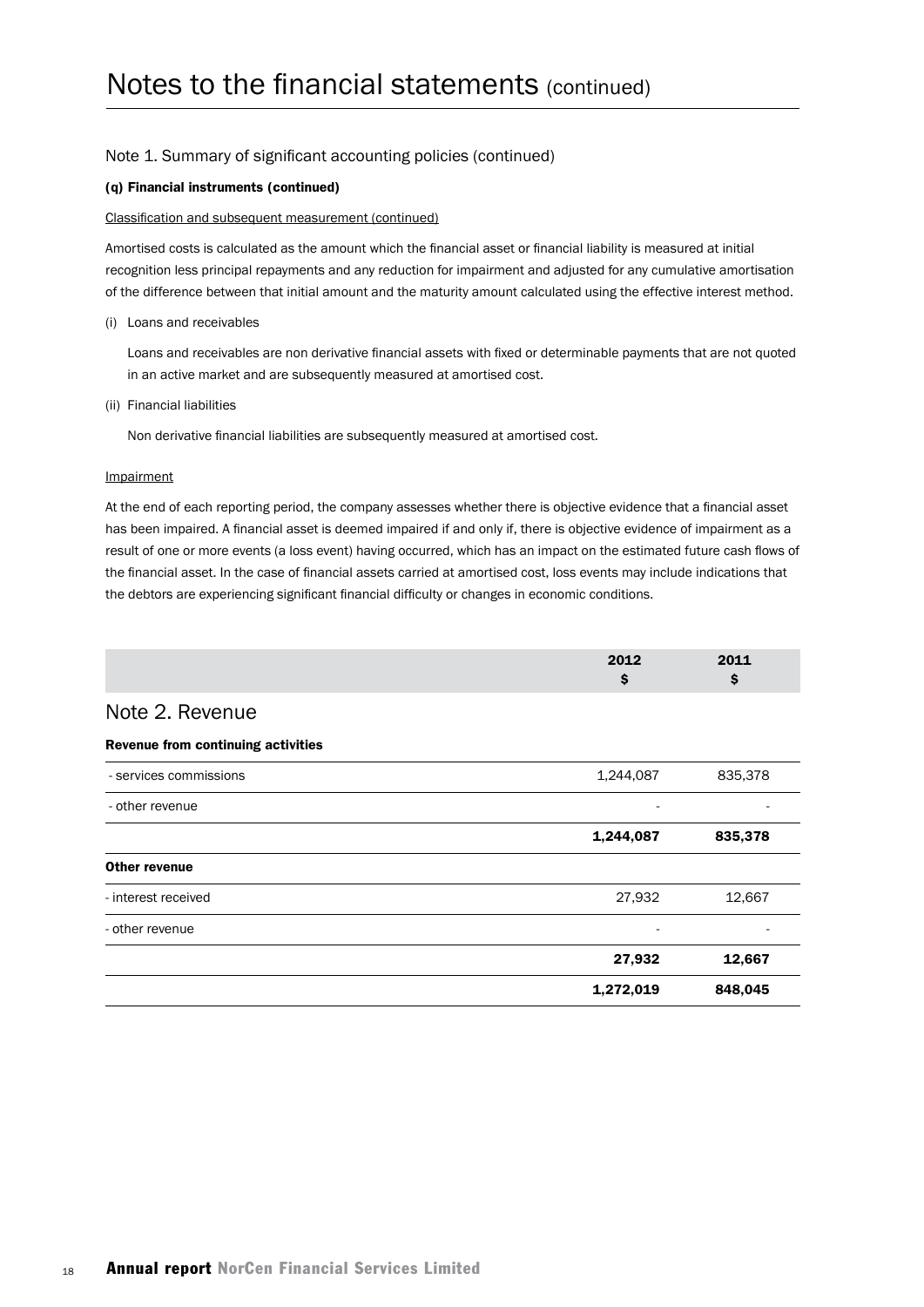# Notes to the financial statements (continued)

## Note 1. Summary of significant accounting policies (continued)

### (q) Financial instruments (continued)

Classification and subsequent measurement (continued)

Amortised costs is calculated as the amount which the financial asset or financial liability is measured at initial recognition less principal repayments and any reduction for impairment and adjusted for any cumulative amortisation of the difference between that initial amount and the maturity amount calculated using the effective interest method.

(i) Loans and receivables

Loans and receivables are non derivative financial assets with fixed or determinable payments that are not quoted in an active market and are subsequently measured at amortised cost.

(ii) Financial liabilities

Non derivative financial liabilities are subsequently measured at amortised cost.

Impairment

At the end of each reporting period, the company assesses whether there is objective evidence that a financial asset has been impaired. A financial asset is deemed impaired if and only if, there is objective evidence of impairment as a result of one or more events (a loss event) having occurred, which has an impact on the estimated future cash flows of the financial asset. In the case of financial assets carried at amortised cost, loss events may include indications that the debtors are experiencing significant financial difficulty or changes in economic conditions.

## Note 2. Revenue

| | 2012 $ | 2011 $ |
|---|---|---|
| **Revenue from continuing activities** | | |
| - services commissions | 1,244,087 | 835,378 |
| - other revenue | - | - |
| | **1,244,087** | **835,378** |
| **Other revenue** | | |
| - interest received | 27,932 | 12,667 |
| - other revenue | - | - |
| | **27,932** | **12,667** |
| | **1,272,019** | **848,045** |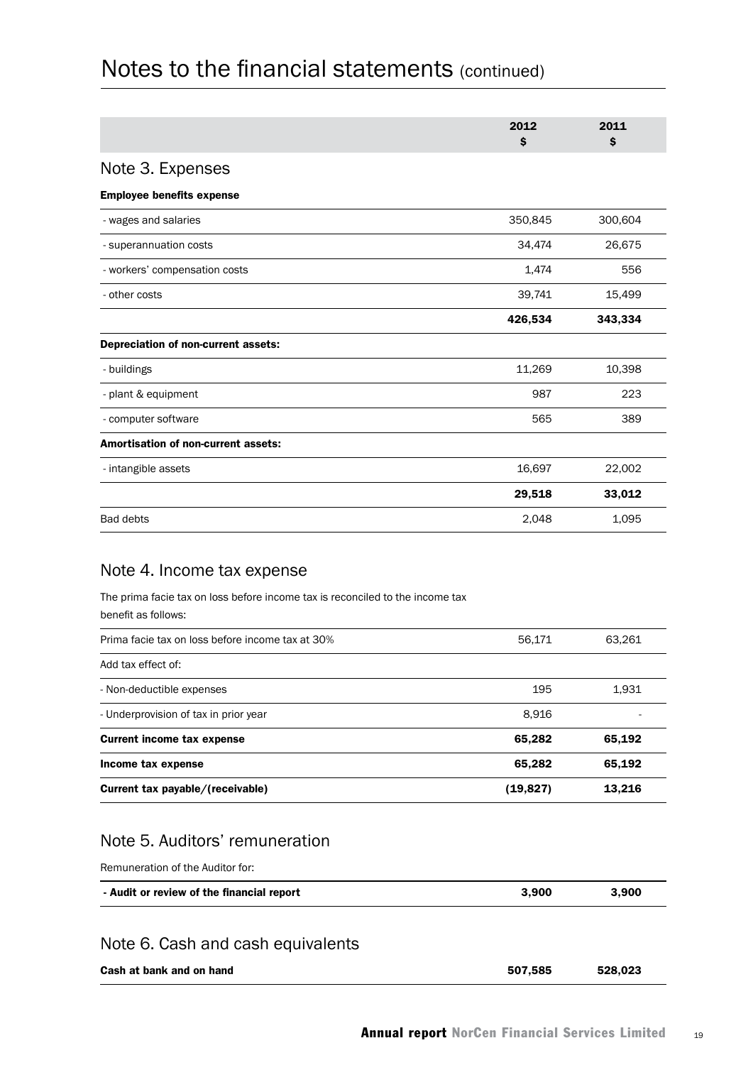# Notes to the financial statements (continued)

| | 2012 $ | 2011 $ |
|---|---|---|

## Note 3. Expenses

| | 2012 $ | 2011 $ |
|---|---|---|
| **Employee benefits expense** | | |
| - wages and salaries | 350,845 | 300,604 |
| - superannuation costs | 34,474 | 26,675 |
| - workers' compensation costs | 1,474 | 556 |
| - other costs | 39,741 | 15,499 |
| | **426,534** | **343,334** |
| **Depreciation of non-current assets:** | | |
| - buildings | 11,269 | 10,398 |
| - plant & equipment | 987 | 223 |
| - computer software | 565 | 389 |
| **Amortisation of non-current assets:** | | |
| - intangible assets | 16,697 | 22,002 |
| | **29,518** | **33,012** |
| Bad debts | 2,048 | 1,095 |

## Note 4. Income tax expense

The prima facie tax on loss before income tax is reconciled to the income tax benefit as follows:

| | 2012 $ | 2011 $ |
|---|---|---|
| Prima facie tax on loss before income tax at 30% | 56,171 | 63,261 |
| Add tax effect of: | | |
| - Non-deductible expenses | 195 | 1,931 |
| - Underprovision of tax in prior year | 8,916 | - |
| **Current income tax expense** | **65,282** | **65,192** |
| **Income tax expense** | **65,282** | **65,192** |
| **Current tax payable/(receivable)** | **(19,827)** | **13,216** |

## Note 5. Auditors' remuneration

Remuneration of the Auditor for:

| | 2012 $ | 2011 $ |
|---|---|---|
| **- Audit or review of the financial report** | **3,900** | **3,900** |

## Note 6. Cash and cash equivalents

| | 2012 $ | 2011 $ |
|---|---|---|
| **Cash at bank and on hand** | **507,585** | **528,023** |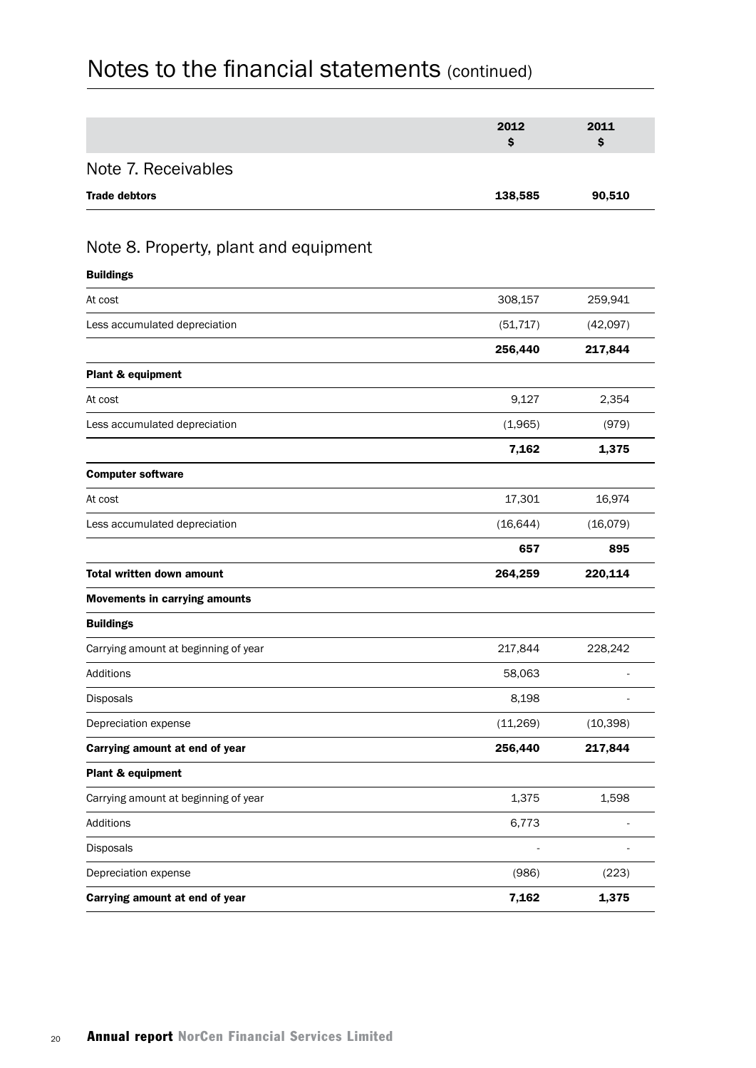# Notes to the financial statements (continued)

| | 2012 $ | 2011 $ |
|---|---|---|
| **Note 7. Receivables** | | |
| **Trade debtors** | **138,585** | **90,510** |

## Note 8. Property, plant and equipment

| | 2012 $ | 2011 $ |
|---|---|---|
| **Buildings** | | |
| At cost | 308,157 | 259,941 |
| Less accumulated depreciation | (51,717) | (42,097) |
| | **256,440** | **217,844** |
| **Plant & equipment** | | |
| At cost | 9,127 | 2,354 |
| Less accumulated depreciation | (1,965) | (979) |
| | **7,162** | **1,375** |
| **Computer software** | | |
| At cost | 17,301 | 16,974 |
| Less accumulated depreciation | (16,644) | (16,079) |
| | **657** | **895** |
| **Total written down amount** | **264,259** | **220,114** |
| **Movements in carrying amounts** | | |
| **Buildings** | | |
| Carrying amount at beginning of year | 217,844 | 228,242 |
| Additions | 58,063 | - |
| Disposals | 8,198 | - |
| Depreciation expense | (11,269) | (10,398) |
| **Carrying amount at end of year** | **256,440** | **217,844** |
| **Plant & equipment** | | |
| Carrying amount at beginning of year | 1,375 | 1,598 |
| Additions | 6,773 | - |
| Disposals | - | - |
| Depreciation expense | (986) | (223) |
| **Carrying amount at end of year** | **7,162** | **1,375** |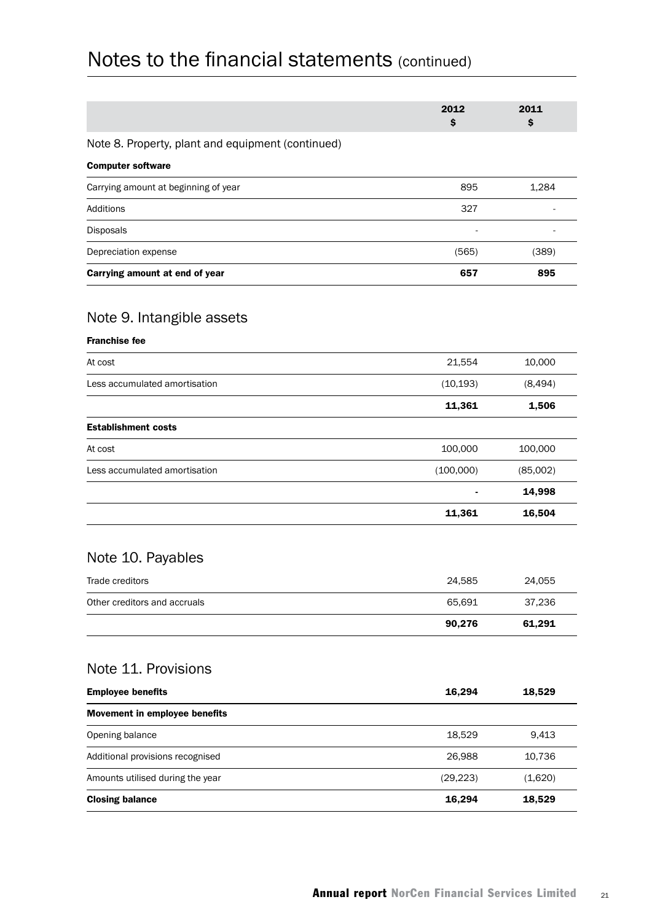# Notes to the financial statements (continued)

| | 2012 $ | 2011 $ |
|---|---|---|
| **Note 8. Property, plant and equipment (continued)** | | |
| **Computer software** | | |
| Carrying amount at beginning of year | 895 | 1,284 |
| Additions | 327 | - |
| Disposals | - | - |
| Depreciation expense | (565) | (389) |
| **Carrying amount at end of year** | **657** | **895** |

## Note 9. Intangible assets

| | 2012 $ | 2011 $ |
|---|---|---|
| **Franchise fee** | | |
| At cost | 21,554 | 10,000 |
| Less accumulated amortisation | (10,193) | (8,494) |
| | **11,361** | **1,506** |
| **Establishment costs** | | |
| At cost | 100,000 | 100,000 |
| Less accumulated amortisation | (100,000) | (85,002) |
| | **-** | **14,998** |
| | **11,361** | **16,504** |

## Note 10. Payables

| | 2012 $ | 2011 $ |
|---|---|---|
| Trade creditors | 24,585 | 24,055 |
| Other creditors and accruals | 65,691 | 37,236 |
| | **90,276** | **61,291** |

## Note 11. Provisions

| | 2012 $ | 2011 $ |
|---|---|---|
| **Employee benefits** | **16,294** | **18,529** |
| **Movement in employee benefits** | | |
| Opening balance | 18,529 | 9,413 |
| Additional provisions recognised | 26,988 | 10,736 |
| Amounts utilised during the year | (29,223) | (1,620) |
| **Closing balance** | **16,294** | **18,529** |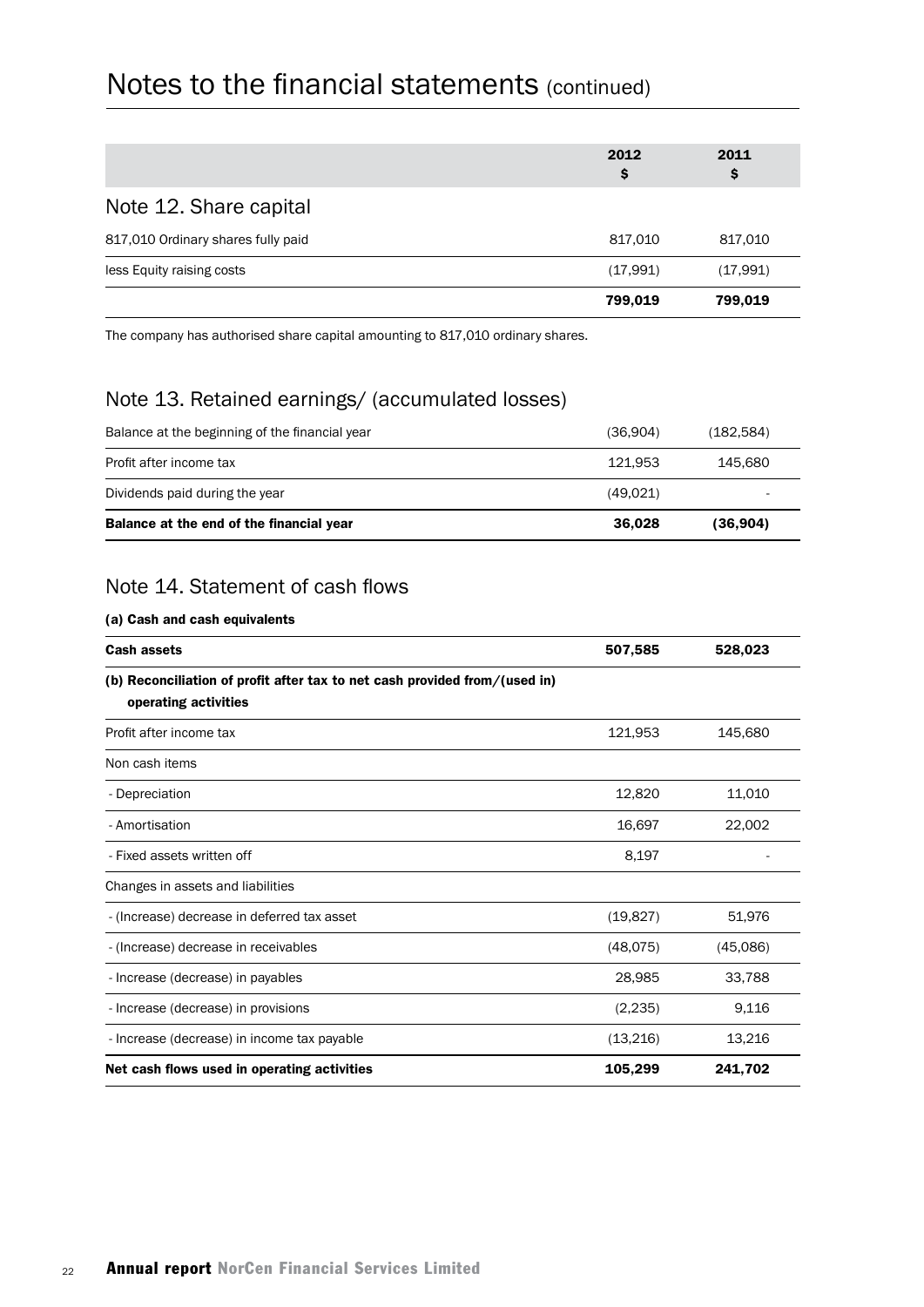# Notes to the financial statements (continued)

| | 2012 $ | 2011 $ |
|---|---|---|
| **Note 12. Share capital** | | |
| 817,010 Ordinary shares fully paid | 817,010 | 817,010 |
| less Equity raising costs | (17,991) | (17,991) |
| | **799,019** | **799,019** |

The company has authorised share capital amounting to 817,010 ordinary shares.

## Note 13. Retained earnings/ (accumulated losses)

| | 2012 $ | 2011 $ |
|---|---|---|
| Balance at the beginning of the financial year | (36,904) | (182,584) |
| Profit after income tax | 121,953 | 145,680 |
| Dividends paid during the year | (49,021) | - |
| **Balance at the end of the financial year** | **36,028** | **(36,904)** |

## Note 14. Statement of cash flows

**(a) Cash and cash equivalents**

| | 2012 $ | 2011 $ |
|---|---|---|
| **Cash assets** | **507,585** | **528,023** |
| **(b) Reconciliation of profit after tax to net cash provided from/(used in) operating activities** | | |
| Profit after income tax | 121,953 | 145,680 |
| Non cash items | | |
| - Depreciation | 12,820 | 11,010 |
| - Amortisation | 16,697 | 22,002 |
| - Fixed assets written off | 8,197 | - |
| Changes in assets and liabilities | | |
| - (Increase) decrease in deferred tax asset | (19,827) | 51,976 |
| - (Increase) decrease in receivables | (48,075) | (45,086) |
| - Increase (decrease) in payables | 28,985 | 33,788 |
| - Increase (decrease) in provisions | (2,235) | 9,116 |
| - Increase (decrease) in income tax payable | (13,216) | 13,216 |
| **Net cash flows used in operating activities** | **105,299** | **241,702** |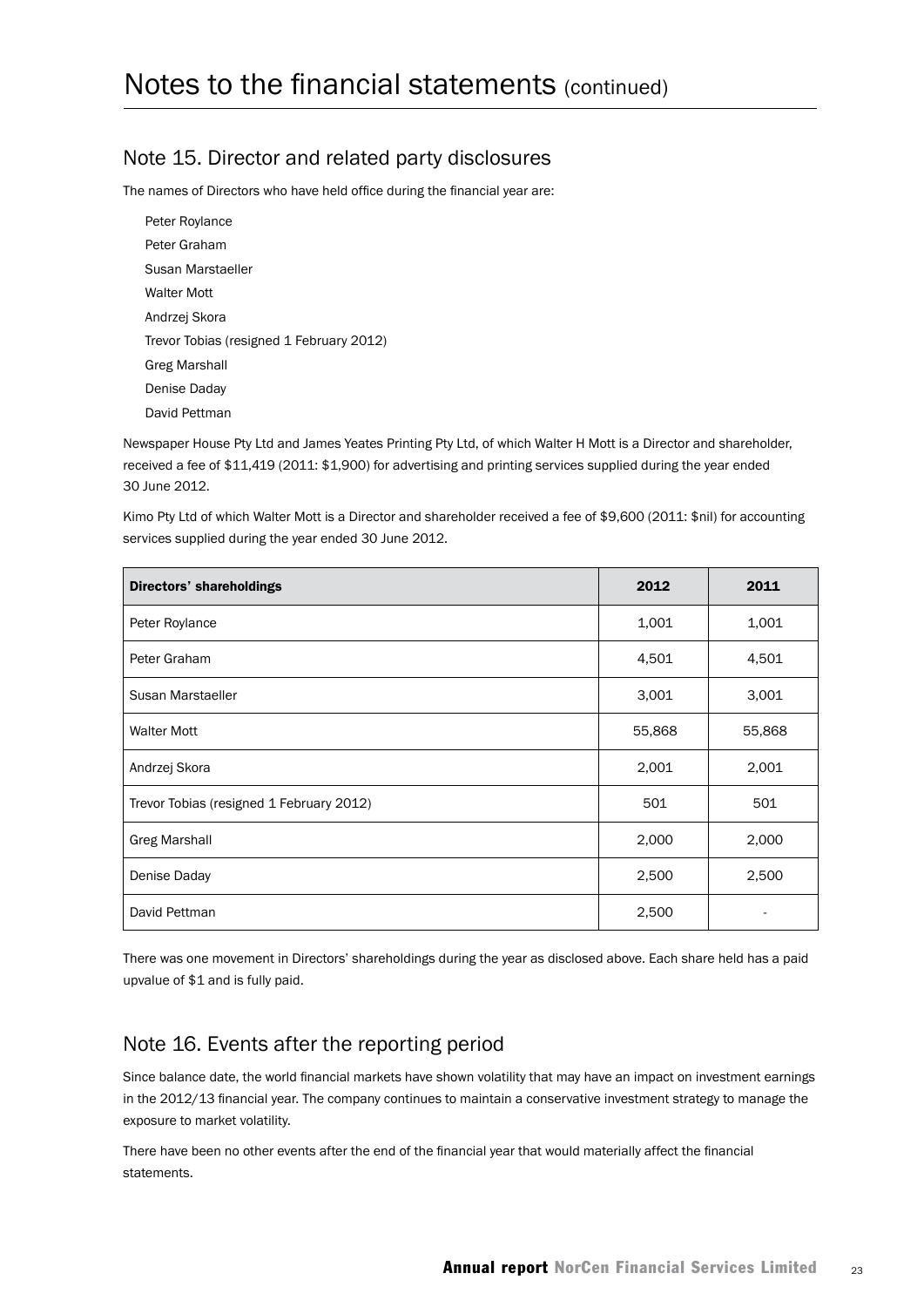# Notes to the financial statements (continued)

## Note 15. Director and related party disclosures

The names of Directors who have held office during the financial year are:

Peter Roylance
Peter Graham
Susan Marstaeller
Walter Mott
Andrzej Skora
Trevor Tobias (resigned 1 February 2012)
Greg Marshall
Denise Daday
David Pettman

Newspaper House Pty Ltd and James Yeates Printing Pty Ltd, of which Walter H Mott is a Director and shareholder, received a fee of $11,419 (2011: $1,900) for advertising and printing services supplied during the year ended 30 June 2012.

Kimo Pty Ltd of which Walter Mott is a Director and shareholder received a fee of $9,600 (2011: $nil) for accounting services supplied during the year ended 30 June 2012.

| Directors' shareholdings | 2012 | 2011 |
| --- | --- | --- |
| Peter Roylance | 1,001 | 1,001 |
| Peter Graham | 4,501 | 4,501 |
| Susan Marstaeller | 3,001 | 3,001 |
| Walter Mott | 55,868 | 55,868 |
| Andrzej Skora | 2,001 | 2,001 |
| Trevor Tobias (resigned 1 February 2012) | 501 | 501 |
| Greg Marshall | 2,000 | 2,000 |
| Denise Daday | 2,500 | 2,500 |
| David Pettman | 2,500 | - |

There was one movement in Directors' shareholdings during the year as disclosed above. Each share held has a paid upvalue of $1 and is fully paid.

## Note 16. Events after the reporting period

Since balance date, the world financial markets have shown volatility that may have an impact on investment earnings in the 2012/13 financial year. The company continues to maintain a conservative investment strategy to manage the exposure to market volatility.

There have been no other events after the end of the financial year that would materially affect the financial statements.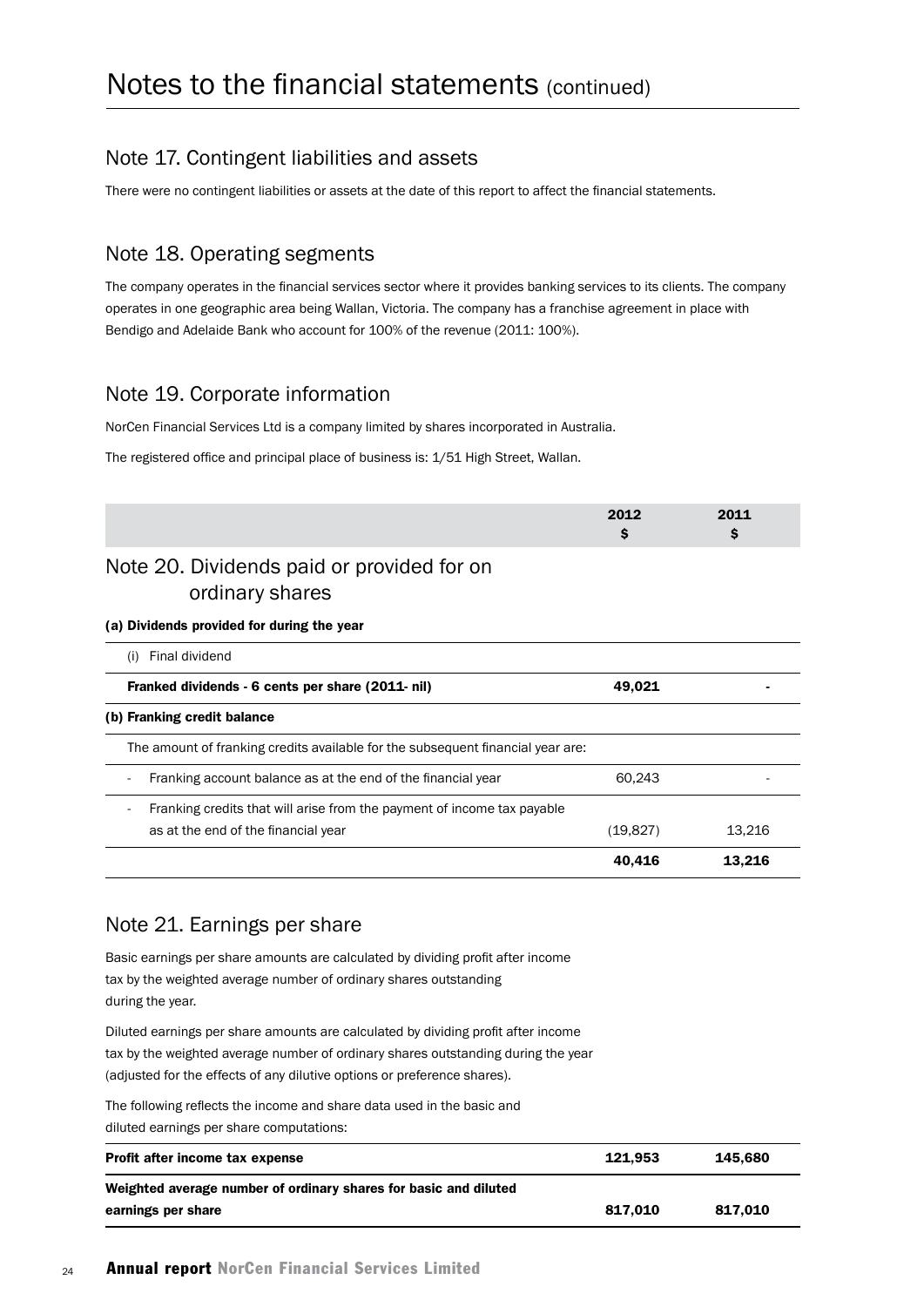# Notes to the financial statements (continued)

## Note 17. Contingent liabilities and assets

There were no contingent liabilities or assets at the date of this report to affect the financial statements.

## Note 18. Operating segments

The company operates in the financial services sector where it provides banking services to its clients. The company operates in one geographic area being Wallan, Victoria. The company has a franchise agreement in place with Bendigo and Adelaide Bank who account for 100% of the revenue (2011: 100%).

## Note 19. Corporate information

NorCen Financial Services Ltd is a company limited by shares incorporated in Australia.

The registered office and principal place of business is: 1/51 High Street, Wallan.

## Note 20. Dividends paid or provided for on ordinary shares

| | 2012 $ | 2011 $ |
|---|---|---|
| **(a) Dividends provided for during the year** | | |
| (i) Final dividend | | |
| **Franked dividends - 6 cents per share (2011- nil)** | **49,021** | **-** |
| **(b) Franking credit balance** | | |
| The amount of franking credits available for the subsequent financial year are: | | |
| - Franking account balance as at the end of the financial year | 60,243 | - |
| - Franking credits that will arise from the payment of income tax payable as at the end of the financial year | (19,827) | 13,216 |
| | **40,416** | **13,216** |

## Note 21. Earnings per share

Basic earnings per share amounts are calculated by dividing profit after income tax by the weighted average number of ordinary shares outstanding during the year.

Diluted earnings per share amounts are calculated by dividing profit after income tax by the weighted average number of ordinary shares outstanding during the year (adjusted for the effects of any dilutive options or preference shares).

The following reflects the income and share data used in the basic and diluted earnings per share computations:

| | 2012 $ | 2011 $ |
|---|---|---|
| **Profit after income tax expense** | **121,953** | **145,680** |
| **Weighted average number of ordinary shares for basic and diluted earnings per share** | **817,010** | **817,010** |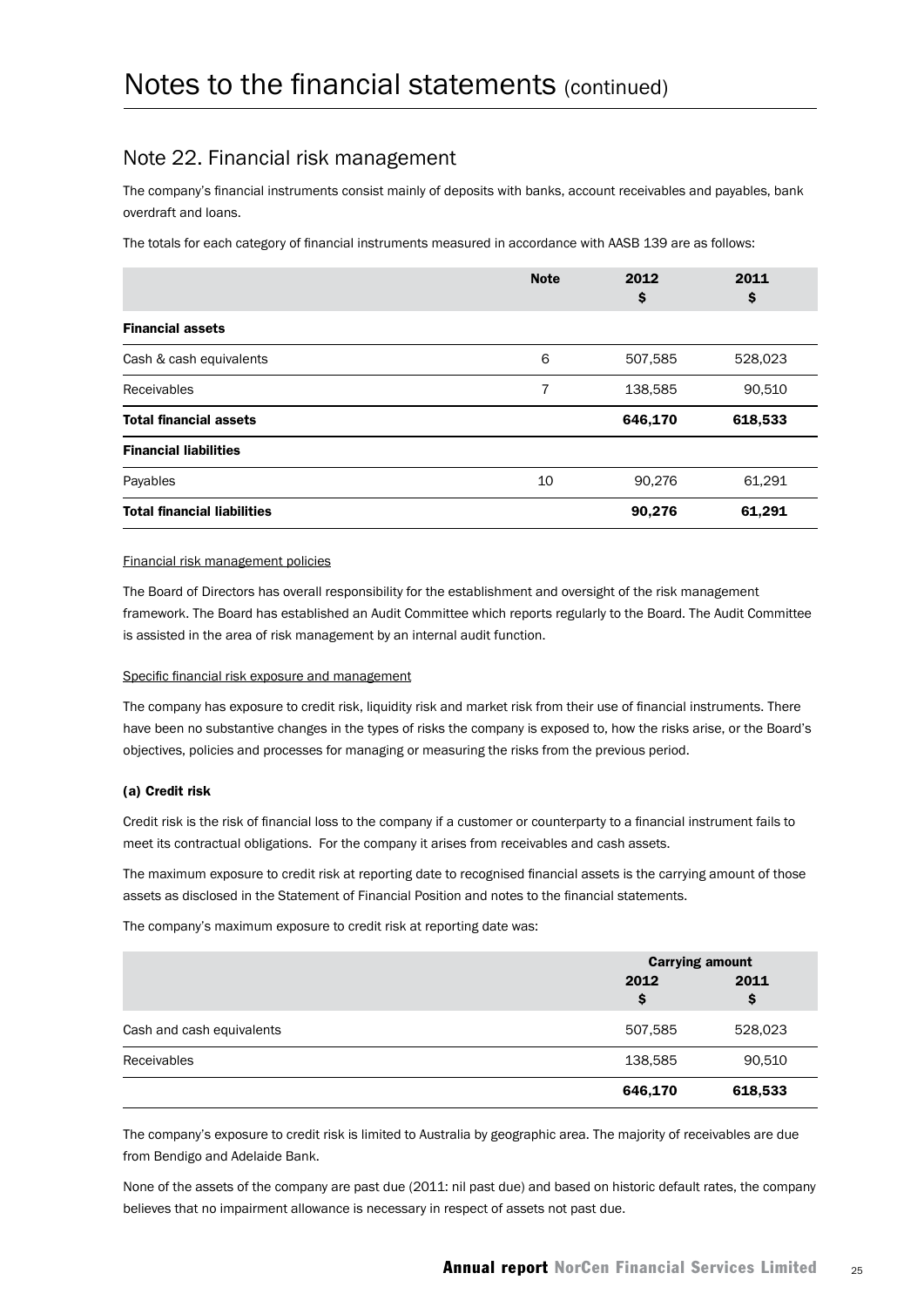# Notes to the financial statements (continued)

## Note 22. Financial risk management

The company's financial instruments consist mainly of deposits with banks, account receivables and payables, bank overdraft and loans.

The totals for each category of financial instruments measured in accordance with AASB 139 are as follows:

| | Note | 2012<br>$ | 2011<br>$ |
|---|---|---|---|
| **Financial assets** | | | |
| Cash & cash equivalents | 6 | 507,585 | 528,023 |
| Receivables | 7 | 138,585 | 90,510 |
| **Total financial assets** | | **646,170** | **618,533** |
| **Financial liabilities** | | | |
| Payables | 10 | 90,276 | 61,291 |
| **Total financial liabilities** | | **90,276** | **61,291** |

Financial risk management policies

The Board of Directors has overall responsibility for the establishment and oversight of the risk management framework. The Board has established an Audit Committee which reports regularly to the Board. The Audit Committee is assisted in the area of risk management by an internal audit function.

Specific financial risk exposure and management

The company has exposure to credit risk, liquidity risk and market risk from their use of financial instruments. There have been no substantive changes in the types of risks the company is exposed to, how the risks arise, or the Board's objectives, policies and processes for managing or measuring the risks from the previous period.

### (a) Credit risk

Credit risk is the risk of financial loss to the company if a customer or counterparty to a financial instrument fails to meet its contractual obligations. For the company it arises from receivables and cash assets.

The maximum exposure to credit risk at reporting date to recognised financial assets is the carrying amount of those assets as disclosed in the Statement of Financial Position and notes to the financial statements.

The company's maximum exposure to credit risk at reporting date was:

| | Carrying amount | |
|---|---|---|
| | 2012<br>$ | 2011<br>$ |
| Cash and cash equivalents | 507,585 | 528,023 |
| Receivables | 138,585 | 90,510 |
| | **646,170** | **618,533** |

The company's exposure to credit risk is limited to Australia by geographic area. The majority of receivables are due from Bendigo and Adelaide Bank.

None of the assets of the company are past due (2011: nil past due) and based on historic default rates, the company believes that no impairment allowance is necessary in respect of assets not past due.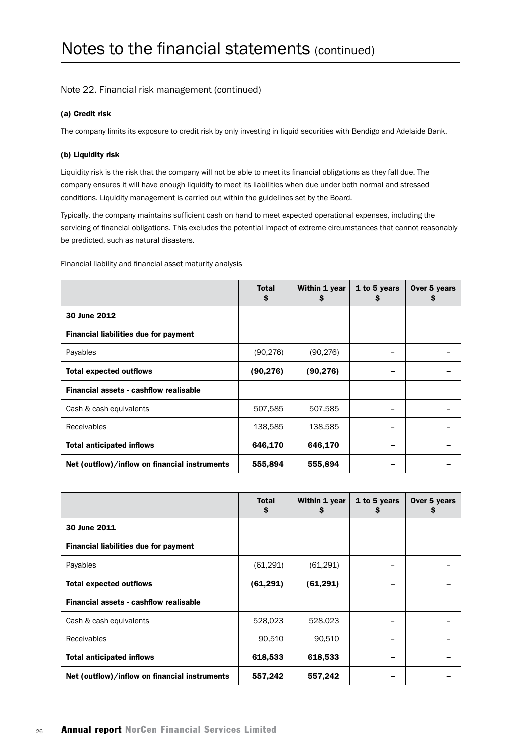# Notes to the financial statements (continued)

## Note 22. Financial risk management (continued)

**(a) Credit risk**

The company limits its exposure to credit risk by only investing in liquid securities with Bendigo and Adelaide Bank.

**(b) Liquidity risk**

Liquidity risk is the risk that the company will not be able to meet its financial obligations as they fall due. The company ensures it will have enough liquidity to meet its liabilities when due under both normal and stressed conditions. Liquidity management is carried out within the guidelines set by the Board.

Typically, the company maintains sufficient cash on hand to meet expected operational expenses, including the servicing of financial obligations. This excludes the potential impact of extreme circumstances that cannot reasonably be predicted, such as natural disasters.

Financial liability and financial asset maturity analysis

| | Total $ | Within 1 year $ | 1 to 5 years $ | Over 5 years $ |
|---|---|---|---|---|
| **30 June 2012** | | | | |
| **Financial liabilities due for payment** | | | | |
| Payables | (90,276) | (90,276) | – | – |
| **Total expected outflows** | **(90,276)** | **(90,276)** | **–** | **–** |
| **Financial assets - cashflow realisable** | | | | |
| Cash & cash equivalents | 507,585 | 507,585 | – | – |
| Receivables | 138,585 | 138,585 | – | – |
| **Total anticipated inflows** | **646,170** | **646,170** | **–** | **–** |
| **Net (outflow)/inflow on financial instruments** | **555,894** | **555,894** | **–** | **–** |

| | Total $ | Within 1 year $ | 1 to 5 years $ | Over 5 years $ |
|---|---|---|---|---|
| **30 June 2011** | | | | |
| **Financial liabilities due for payment** | | | | |
| Payables | (61,291) | (61,291) | – | – |
| **Total expected outflows** | **(61,291)** | **(61,291)** | **–** | **–** |
| **Financial assets - cashflow realisable** | | | | |
| Cash & cash equivalents | 528,023 | 528,023 | – | – |
| Receivables | 90,510 | 90,510 | – | – |
| **Total anticipated inflows** | **618,533** | **618,533** | **–** | **–** |
| **Net (outflow)/inflow on financial instruments** | **557,242** | **557,242** | **–** | **–** |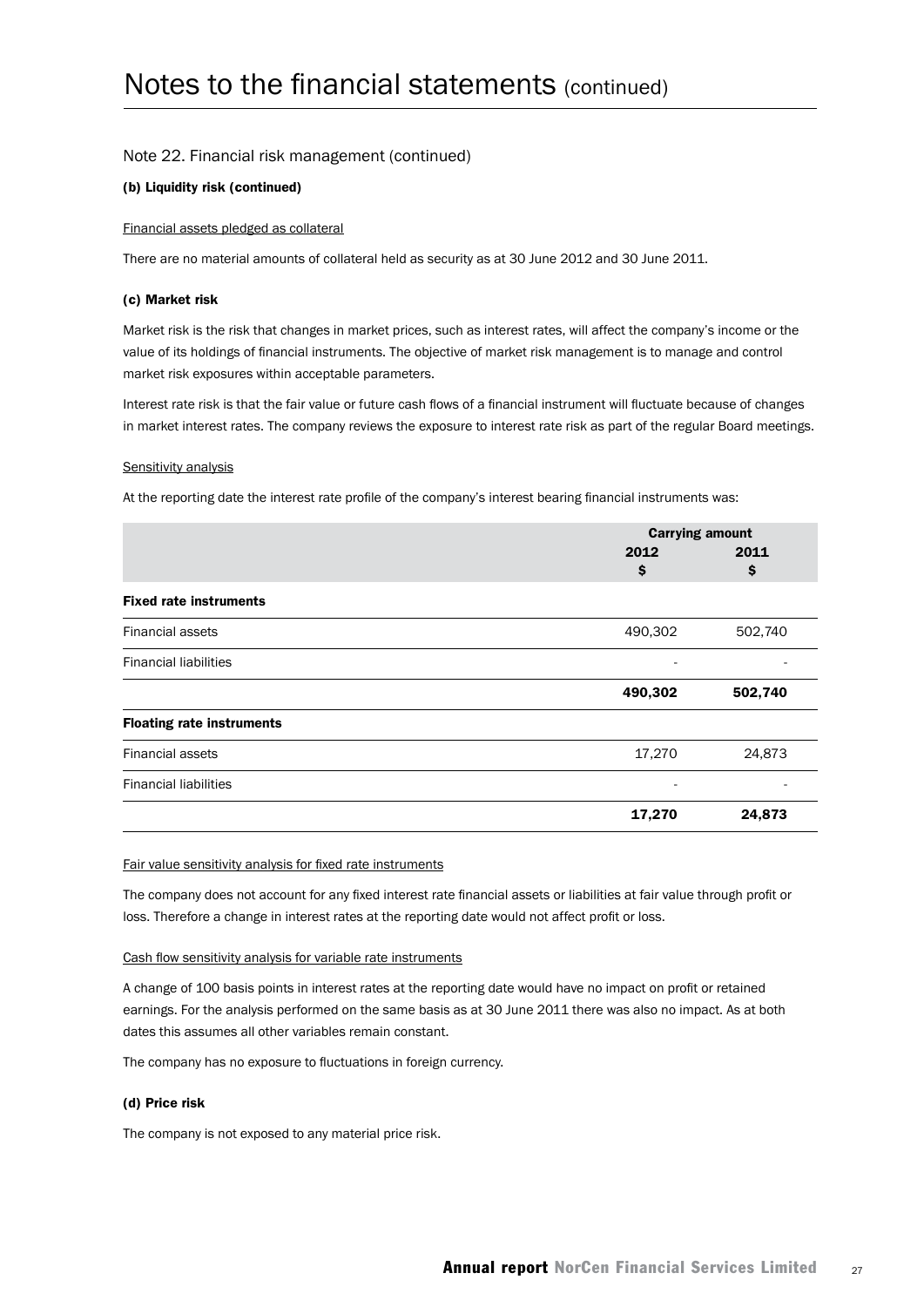# Notes to the financial statements (continued)

## Note 22. Financial risk management (continued)

### (b) Liquidity risk (continued)

Financial assets pledged as collateral

There are no material amounts of collateral held as security as at 30 June 2012 and 30 June 2011.

### (c) Market risk

Market risk is the risk that changes in market prices, such as interest rates, will affect the company's income or the value of its holdings of financial instruments. The objective of market risk management is to manage and control market risk exposures within acceptable parameters.

Interest rate risk is that the fair value or future cash flows of a financial instrument will fluctuate because of changes in market interest rates. The company reviews the exposure to interest rate risk as part of the regular Board meetings.

Sensitivity analysis

At the reporting date the interest rate profile of the company's interest bearing financial instruments was:

| | Carrying amount | |
|---|---|---|
| | 2012 $ | 2011 $ |
| **Fixed rate instruments** | | |
| Financial assets | 490,302 | 502,740 |
| Financial liabilities | - | - |
| | **490,302** | **502,740** |
| **Floating rate instruments** | | |
| Financial assets | 17,270 | 24,873 |
| Financial liabilities | - | - |
| | **17,270** | **24,873** |

Fair value sensitivity analysis for fixed rate instruments

The company does not account for any fixed interest rate financial assets or liabilities at fair value through profit or loss. Therefore a change in interest rates at the reporting date would not affect profit or loss.

Cash flow sensitivity analysis for variable rate instruments

A change of 100 basis points in interest rates at the reporting date would have no impact on profit or retained earnings. For the analysis performed on the same basis as at 30 June 2011 there was also no impact. As at both dates this assumes all other variables remain constant.

The company has no exposure to fluctuations in foreign currency.

### (d) Price risk

The company is not exposed to any material price risk.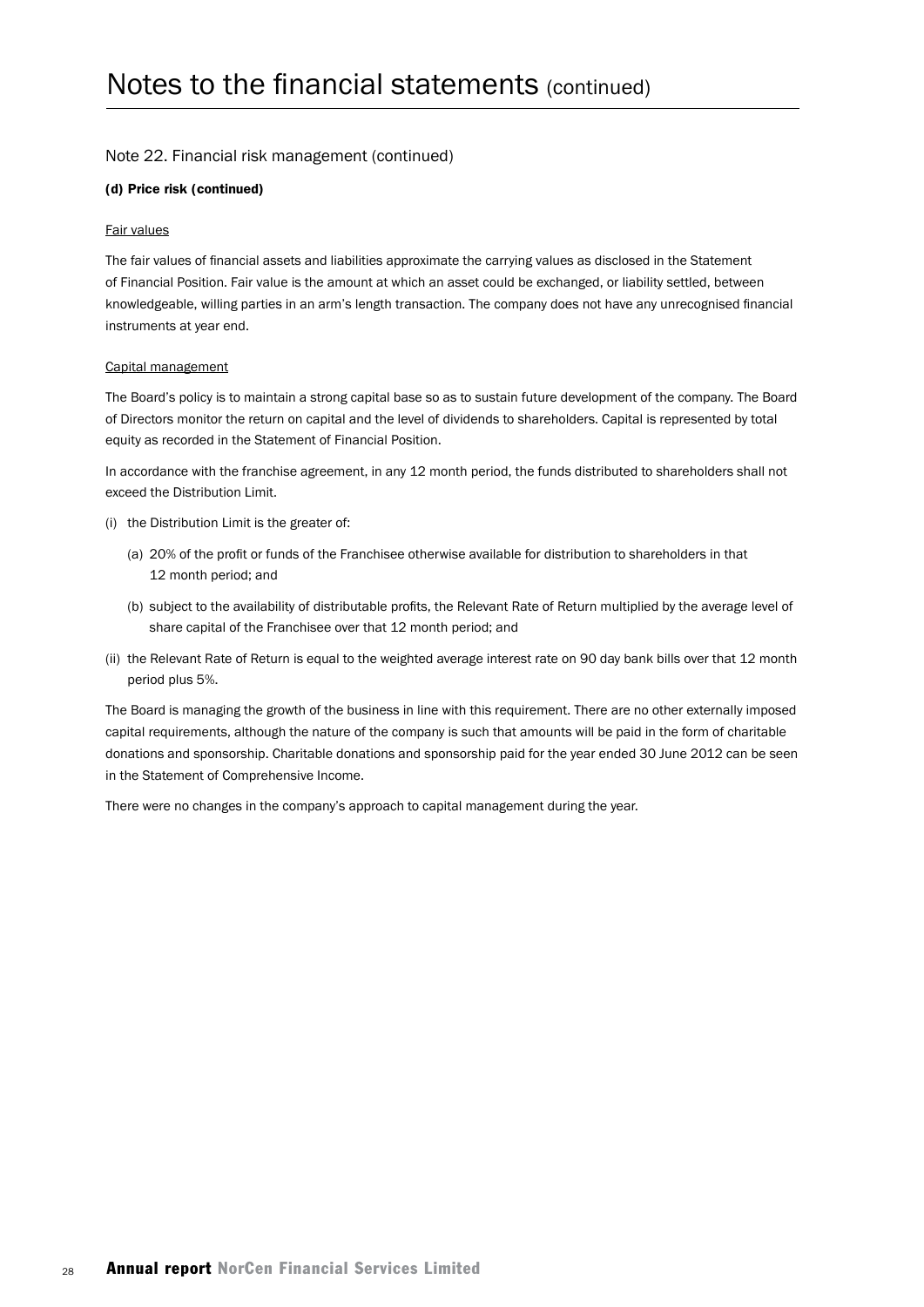# Notes to the financial statements (continued)

## Note 22. Financial risk management (continued)

### (d) Price risk (continued)

Fair values

The fair values of financial assets and liabilities approximate the carrying values as disclosed in the Statement of Financial Position. Fair value is the amount at which an asset could be exchanged, or liability settled, between knowledgeable, willing parties in an arm's length transaction. The company does not have any unrecognised financial instruments at year end.

Capital management

The Board's policy is to maintain a strong capital base so as to sustain future development of the company. The Board of Directors monitor the return on capital and the level of dividends to shareholders. Capital is represented by total equity as recorded in the Statement of Financial Position.

In accordance with the franchise agreement, in any 12 month period, the funds distributed to shareholders shall not exceed the Distribution Limit.

(i) the Distribution Limit is the greater of:

  (a) 20% of the profit or funds of the Franchisee otherwise available for distribution to shareholders in that 12 month period; and

  (b) subject to the availability of distributable profits, the Relevant Rate of Return multiplied by the average level of share capital of the Franchisee over that 12 month period; and

(ii) the Relevant Rate of Return is equal to the weighted average interest rate on 90 day bank bills over that 12 month period plus 5%.

The Board is managing the growth of the business in line with this requirement. There are no other externally imposed capital requirements, although the nature of the company is such that amounts will be paid in the form of charitable donations and sponsorship. Charitable donations and sponsorship paid for the year ended 30 June 2012 can be seen in the Statement of Comprehensive Income.

There were no changes in the company's approach to capital management during the year.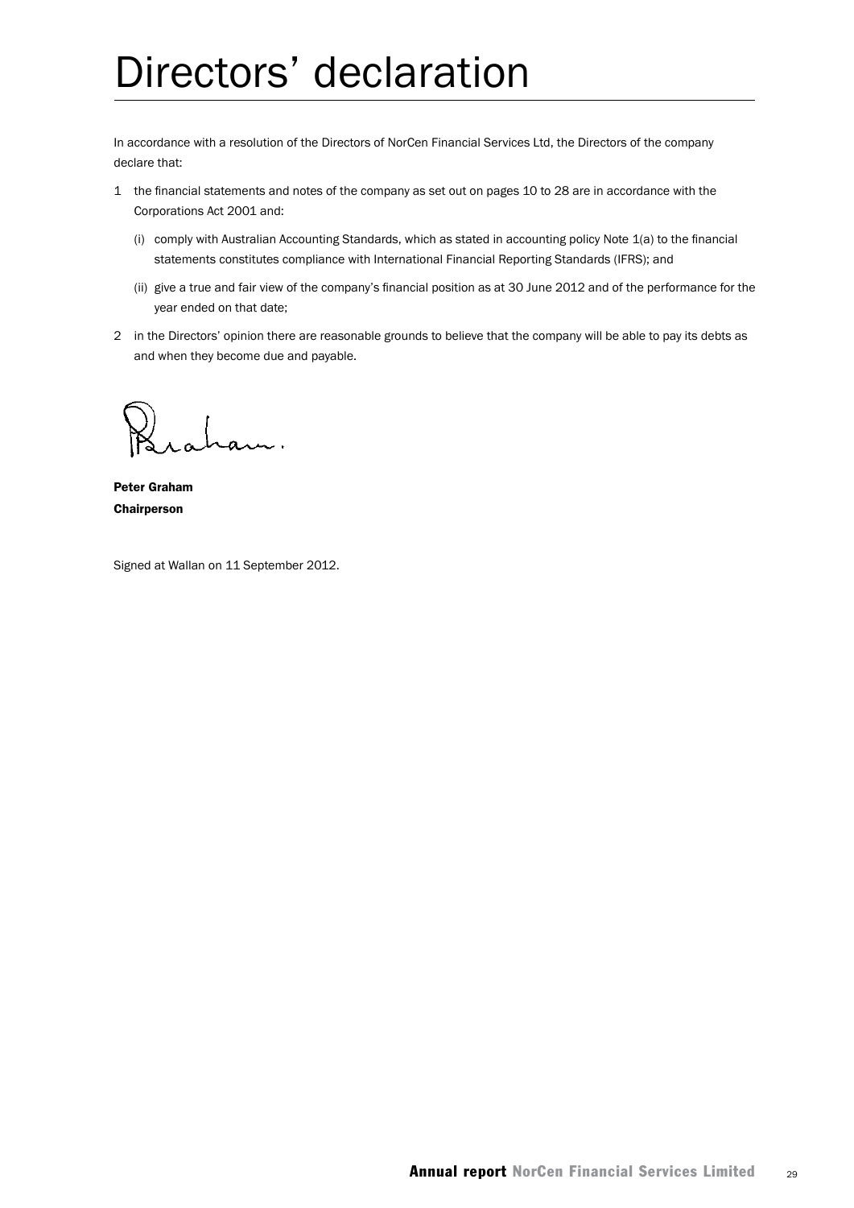# Directors' declaration

In accordance with a resolution of the Directors of NorCen Financial Services Ltd, the Directors of the company declare that:

1 the financial statements and notes of the company as set out on pages 10 to 28 are in accordance with the Corporations Act 2001 and:

   (i) comply with Australian Accounting Standards, which as stated in accounting policy Note 1(a) to the financial statements constitutes compliance with International Financial Reporting Standards (IFRS); and

   (ii) give a true and fair view of the company's financial position as at 30 June 2012 and of the performance for the year ended on that date;

2 in the Directors' opinion there are reasonable grounds to believe that the company will be able to pay its debts as and when they become due and payable.

**Peter Graham**
**Chairperson**

Signed at Wallan on 11 September 2012.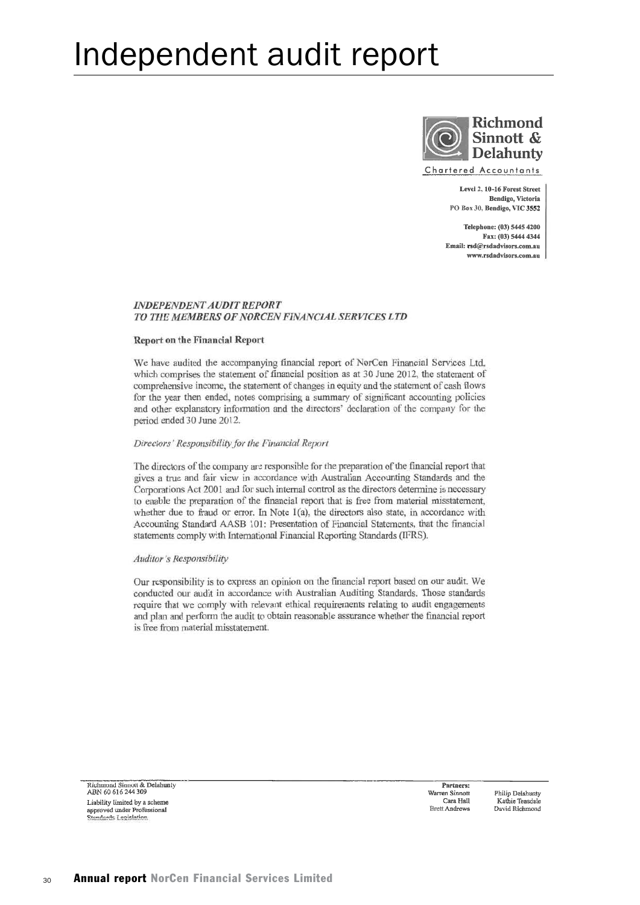# Independent audit report

**Richmond Sinnott & Delahunty**

Chartered Accountants

Level 2, 10-16 Forest Street
Bendigo, Victoria
PO Box 30, Bendigo, VIC 3552

Telephone: (03) 5445 4200
Fax: (03) 5444 4344
Email: rsd@rsdadvisors.com.au
www.rsdadvisors.com.au

***INDEPENDENT AUDIT REPORT***
***TO THE MEMBERS OF NORCEN FINANCIAL SERVICES LTD***

**Report on the Financial Report**

We have audited the accompanying financial report of NorCen Financial Services Ltd, which comprises the statement of financial position as at 30 June 2012, the statement of comprehensive income, the statement of changes in equity and the statement of cash flows for the year then ended, notes comprising a summary of significant accounting policies and other explanatory information and the directors' declaration of the company for the period ended 30 June 2012.

*Directors' Responsibility for the Financial Report*

The directors of the company are responsible for the preparation of the financial report that gives a true and fair view in accordance with Australian Accounting Standards and the Corporations Act 2001 and for such internal control as the directors determine is necessary to enable the preparation of the financial report that is free from material misstatement, whether due to fraud or error. In Note 1(a), the directors also state, in accordance with Accounting Standard AASB 101: Presentation of Financial Statements, that the financial statements comply with International Financial Reporting Standards (IFRS).

*Auditor's Responsibility*

Our responsibility is to express an opinion on the financial report based on our audit. We conducted our audit in accordance with Australian Auditing Standards. Those standards require that we comply with relevant ethical requirements relating to audit engagements and plan and perform the audit to obtain reasonable assurance whether the financial report is free from material misstatement.

Richmond Sinnott & Delahunty
ABN 60 616 244 309
Liability limited by a scheme approved under Professional Standards Legislation

Partners:
Warren Sinnott, Cara Hall, Brett Andrews, Philip Delahunty, Kathie Teasdale, David Richmond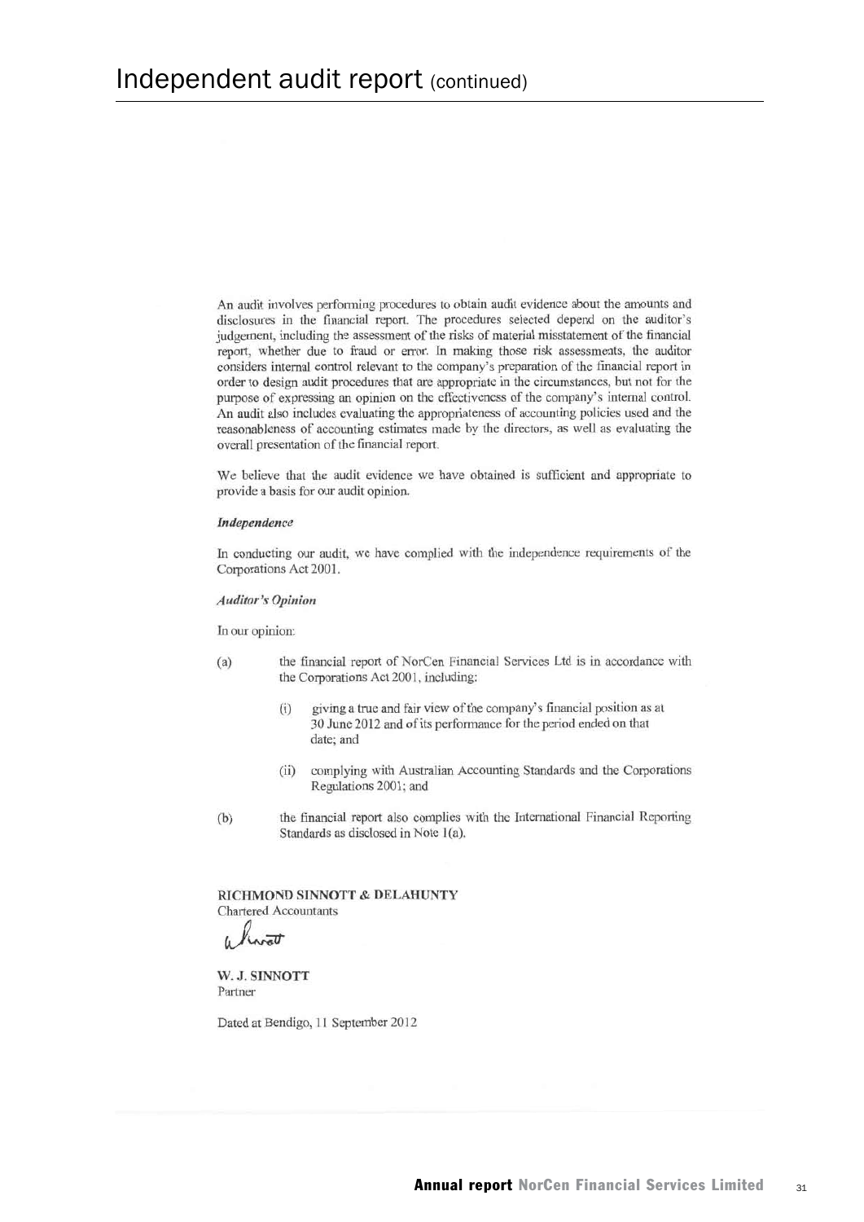# Independent audit report (continued)

An audit involves performing procedures to obtain audit evidence about the amounts and disclosures in the financial report. The procedures selected depend on the auditor's judgement, including the assessment of the risks of material misstatement of the financial report, whether due to fraud or error. In making those risk assessments, the auditor considers internal control relevant to the company's preparation of the financial report in order to design audit procedures that are appropriate in the circumstances, but not for the purpose of expressing an opinion on the effectiveness of the company's internal control. An audit also includes evaluating the appropriateness of accounting policies used and the reasonableness of accounting estimates made by the directors, as well as evaluating the overall presentation of the financial report.

We believe that the audit evidence we have obtained is sufficient and appropriate to provide a basis for our audit opinion.

***Independence***

In conducting our audit, we have complied with the independence requirements of the Corporations Act 2001.

***Auditor's Opinion***

In our opinion:

(a) the financial report of NorCen Financial Services Ltd is in accordance with the Corporations Act 2001, including:

  (i) giving a true and fair view of the company's financial position as at 30 June 2012 and of its performance for the period ended on that date; and

  (ii) complying with Australian Accounting Standards and the Corporations Regulations 2001; and

(b) the financial report also complies with the International Financial Reporting Standards as disclosed in Note 1(a).

**RICHMOND SINNOTT & DELAHUNTY**
Chartered Accountants

**W. J. SINNOTT**
Partner

Dated at Bendigo, 11 September 2012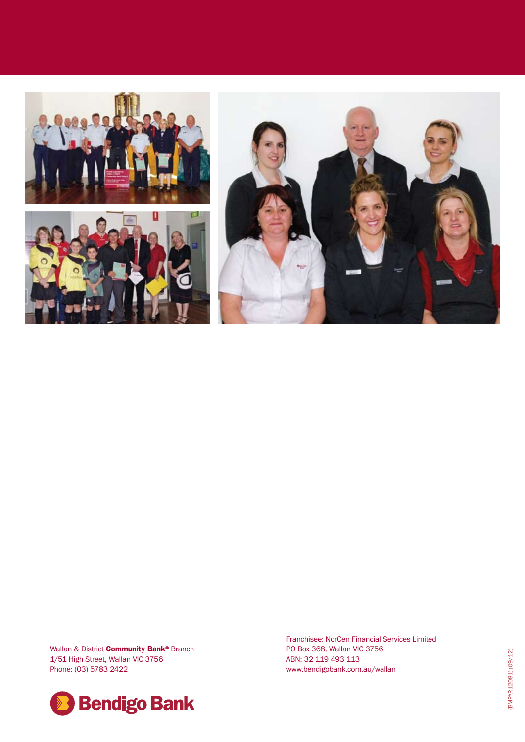Wallan & District **Community Bank**® Branch
1/51 High Street, Wallan VIC 3756
Phone: (03) 5783 2422

Franchisee: NorCen Financial Services Limited
PO Box 368, Wallan VIC 3756
ABN: 32 119 493 113
www.bendigobank.com.au/wallan

Bendigo Bank

(BMPAR12081) (09/12)